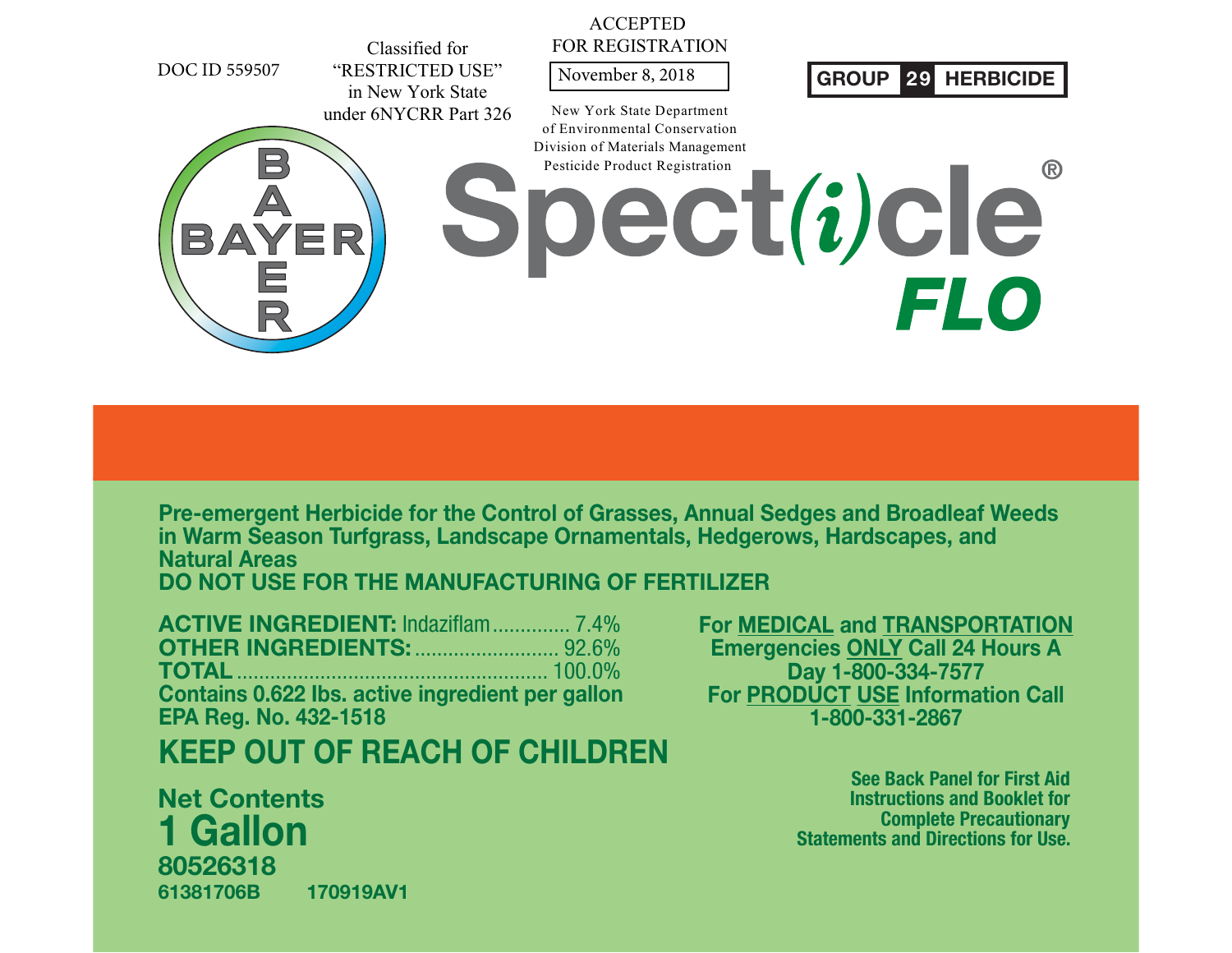DOC ID 559507

Classified for "RESTRICTED USE" in New York State under 6NYCRR Part 326

ACCEPTED FOR REGISTRATION

November 8, 2018

New York State Department of Environmental Conservation Division of Materials Management Pesticide Product Registration

**GROUP 29 HERBICIDE**

BAYER

# Spect(i)cle® FLO

**Pre-emergent Herbicide for the Control of Grasses, Annual Sedges and Broadleaf Weeds in Warm Season Turfgrass, Landscape Ornamentals, Hedgerows, Hardscapes, and Natural Areas**

**DO NOT USE FOR THE MANUFACTURING OF FERTILIZER**

**ACTIVE INGREDIENT:** Indaziflam .............. 7.4%
**OTHER INGREDIENTS:** .......................... 92.6%
**TOTAL** .......................................................... 100.0%
**Contains 0.622 lbs. active ingredient per gallon**
**EPA Reg. No. 432-1518**

## KEEP OUT OF REACH OF CHILDREN

**For MEDICAL and TRANSPORTATION Emergencies ONLY Call 24 Hours A Day 1-800-334-7577**
**For PRODUCT USE Information Call 1-800-331-2867**

**See Back Panel for First Aid Instructions and Booklet for Complete Precautionary Statements and Directions for Use.**

**Net Contents**
# 1 Gallon
**80526318**
**61381706B 170919AV1**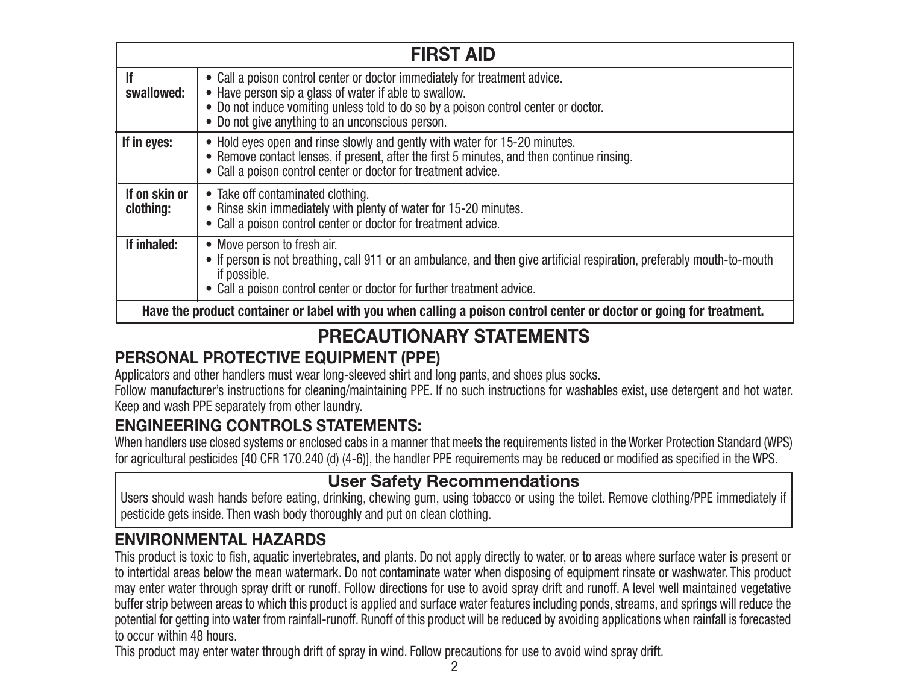## FIRST AID

| | |
|---|---|
| **If swallowed:** | • Call a poison control center or doctor immediately for treatment advice.<br>• Have person sip a glass of water if able to swallow.<br>• Do not induce vomiting unless told to do so by a poison control center or doctor.<br>• Do not give anything to an unconscious person. |
| **If in eyes:** | • Hold eyes open and rinse slowly and gently with water for 15-20 minutes.<br>• Remove contact lenses, if present, after the first 5 minutes, and then continue rinsing.<br>• Call a poison control center or doctor for treatment advice. |
| **If on skin or clothing:** | • Take off contaminated clothing.<br>• Rinse skin immediately with plenty of water for 15-20 minutes.<br>• Call a poison control center or doctor for treatment advice. |
| **If inhaled:** | • Move person to fresh air.<br>• If person is not breathing, call 911 or an ambulance, and then give artificial respiration, preferably mouth-to-mouth if possible.<br>• Call a poison control center or doctor for further treatment advice. |

**Have the product container or label with you when calling a poison control center or doctor or going for treatment.**

# PRECAUTIONARY STATEMENTS

## PERSONAL PROTECTIVE EQUIPMENT (PPE)

Applicators and other handlers must wear long-sleeved shirt and long pants, and shoes plus socks.

Follow manufacturer's instructions for cleaning/maintaining PPE. If no such instructions for washables exist, use detergent and hot water. Keep and wash PPE separately from other laundry.

## ENGINEERING CONTROLS STATEMENTS:

When handlers use closed systems or enclosed cabs in a manner that meets the requirements listed in the Worker Protection Standard (WPS) for agricultural pesticides [40 CFR 170.240 (d) (4-6)], the handler PPE requirements may be reduced or modified as specified in the WPS.

### User Safety Recommendations

Users should wash hands before eating, drinking, chewing gum, using tobacco or using the toilet. Remove clothing/PPE immediately if pesticide gets inside. Then wash body thoroughly and put on clean clothing.

## ENVIRONMENTAL HAZARDS

This product is toxic to fish, aquatic invertebrates, and plants. Do not apply directly to water, or to areas where surface water is present or to intertidal areas below the mean watermark. Do not contaminate water when disposing of equipment rinsate or washwater. This product may enter water through spray drift or runoff. Follow directions for use to avoid spray drift and runoff. A level well maintained vegetative buffer strip between areas to which this product is applied and surface water features including ponds, streams, and springs will reduce the potential for getting into water from rainfall-runoff. Runoff of this product will be reduced by avoiding applications when rainfall is forecasted to occur within 48 hours.

This product may enter water through drift of spray in wind. Follow precautions for use to avoid wind spray drift.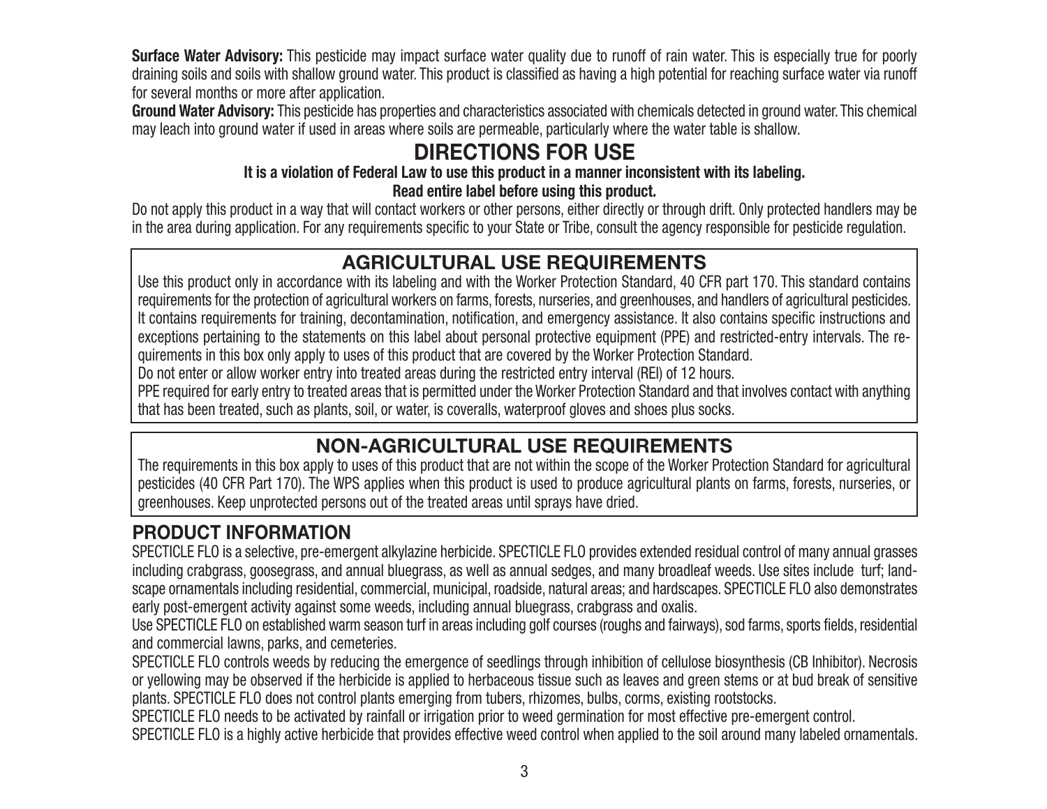**Surface Water Advisory:** This pesticide may impact surface water quality due to runoff of rain water. This is especially true for poorly draining soils and soils with shallow ground water. This product is classified as having a high potential for reaching surface water via runoff for several months or more after application.

**Ground Water Advisory:** This pesticide has properties and characteristics associated with chemicals detected in ground water. This chemical may leach into ground water if used in areas where soils are permeable, particularly where the water table is shallow.

# DIRECTIONS FOR USE

**It is a violation of Federal Law to use this product in a manner inconsistent with its labeling.**

**Read entire label before using this product.**

Do not apply this product in a way that will contact workers or other persons, either directly or through drift. Only protected handlers may be in the area during application. For any requirements specific to your State or Tribe, consult the agency responsible for pesticide regulation.

## AGRICULTURAL USE REQUIREMENTS

Use this product only in accordance with its labeling and with the Worker Protection Standard, 40 CFR part 170. This standard contains requirements for the protection of agricultural workers on farms, forests, nurseries, and greenhouses, and handlers of agricultural pesticides. It contains requirements for training, decontamination, notification, and emergency assistance. It also contains specific instructions and exceptions pertaining to the statements on this label about personal protective equipment (PPE) and restricted-entry intervals. The requirements in this box only apply to uses of this product that are covered by the Worker Protection Standard.

Do not enter or allow worker entry into treated areas during the restricted entry interval (REI) of 12 hours.

PPE required for early entry to treated areas that is permitted under the Worker Protection Standard and that involves contact with anything that has been treated, such as plants, soil, or water, is coveralls, waterproof gloves and shoes plus socks.

## NON-AGRICULTURAL USE REQUIREMENTS

The requirements in this box apply to uses of this product that are not within the scope of the Worker Protection Standard for agricultural pesticides (40 CFR Part 170). The WPS applies when this product is used to produce agricultural plants on farms, forests, nurseries, or greenhouses. Keep unprotected persons out of the treated areas until sprays have dried.

## PRODUCT INFORMATION

SPECTICLE FLO is a selective, pre-emergent alkylazine herbicide. SPECTICLE FLO provides extended residual control of many annual grasses including crabgrass, goosegrass, and annual bluegrass, as well as annual sedges, and many broadleaf weeds. Use sites include turf; landscape ornamentals including residential, commercial, municipal, roadside, natural areas; and hardscapes. SPECTICLE FLO also demonstrates early post-emergent activity against some weeds, including annual bluegrass, crabgrass and oxalis.

Use SPECTICLE FLO on established warm season turf in areas including golf courses (roughs and fairways), sod farms, sports fields, residential and commercial lawns, parks, and cemeteries.

SPECTICLE FLO controls weeds by reducing the emergence of seedlings through inhibition of cellulose biosynthesis (CB Inhibitor). Necrosis or yellowing may be observed if the herbicide is applied to herbaceous tissue such as leaves and green stems or at bud break of sensitive plants. SPECTICLE FLO does not control plants emerging from tubers, rhizomes, bulbs, corms, existing rootstocks.

SPECTICLE FLO needs to be activated by rainfall or irrigation prior to weed germination for most effective pre-emergent control.

SPECTICLE FLO is a highly active herbicide that provides effective weed control when applied to the soil around many labeled ornamentals.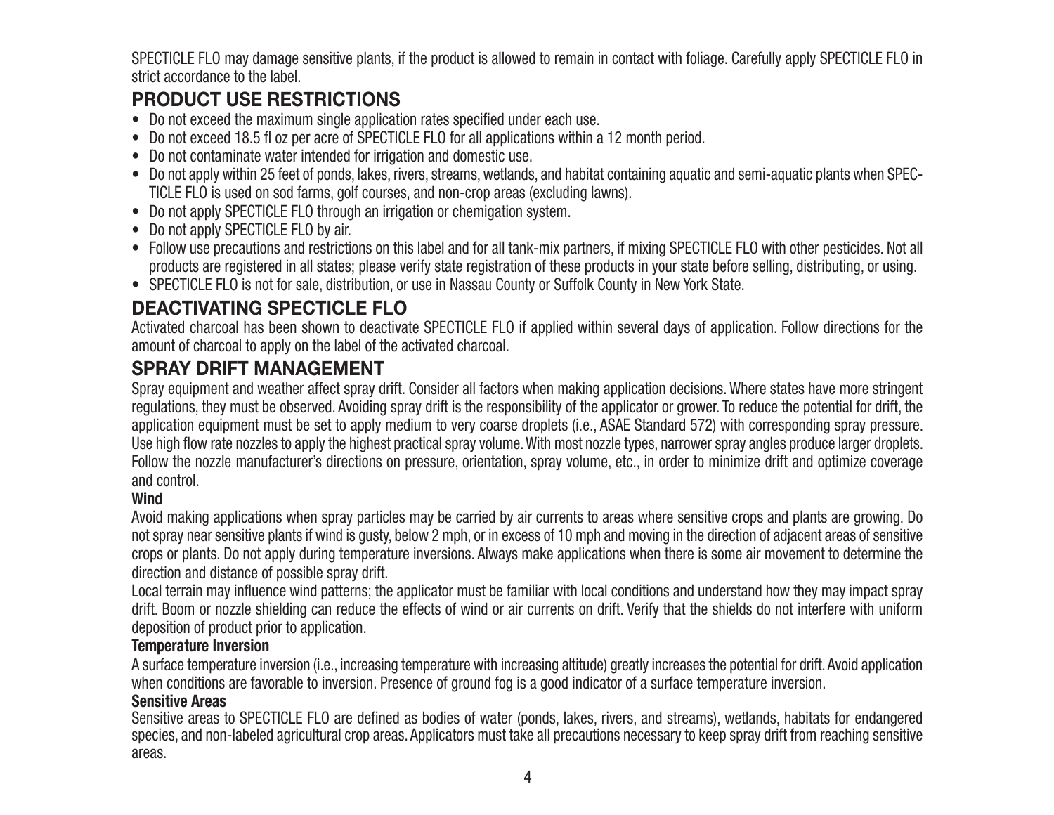SPECTICLE FLO may damage sensitive plants, if the product is allowed to remain in contact with foliage. Carefully apply SPECTICLE FLO in strict accordance to the label.

## PRODUCT USE RESTRICTIONS

- Do not exceed the maximum single application rates specified under each use.
- Do not exceed 18.5 fl oz per acre of SPECTICLE FLO for all applications within a 12 month period.
- Do not contaminate water intended for irrigation and domestic use.
- Do not apply within 25 feet of ponds, lakes, rivers, streams, wetlands, and habitat containing aquatic and semi-aquatic plants when SPECTICLE FLO is used on sod farms, golf courses, and non-crop areas (excluding lawns).
- Do not apply SPECTICLE FLO through an irrigation or chemigation system.
- Do not apply SPECTICLE FLO by air.
- Follow use precautions and restrictions on this label and for all tank-mix partners, if mixing SPECTICLE FLO with other pesticides. Not all products are registered in all states; please verify state registration of these products in your state before selling, distributing, or using.
- SPECTICLE FLO is not for sale, distribution, or use in Nassau County or Suffolk County in New York State.

## DEACTIVATING SPECTICLE FLO

Activated charcoal has been shown to deactivate SPECTICLE FLO if applied within several days of application. Follow directions for the amount of charcoal to apply on the label of the activated charcoal.

## SPRAY DRIFT MANAGEMENT

Spray equipment and weather affect spray drift. Consider all factors when making application decisions. Where states have more stringent regulations, they must be observed. Avoiding spray drift is the responsibility of the applicator or grower. To reduce the potential for drift, the application equipment must be set to apply medium to very coarse droplets (i.e., ASAE Standard 572) with corresponding spray pressure. Use high flow rate nozzles to apply the highest practical spray volume. With most nozzle types, narrower spray angles produce larger droplets. Follow the nozzle manufacturer's directions on pressure, orientation, spray volume, etc., in order to minimize drift and optimize coverage and control.

**Wind**

Avoid making applications when spray particles may be carried by air currents to areas where sensitive crops and plants are growing. Do not spray near sensitive plants if wind is gusty, below 2 mph, or in excess of 10 mph and moving in the direction of adjacent areas of sensitive crops or plants. Do not apply during temperature inversions. Always make applications when there is some air movement to determine the direction and distance of possible spray drift.

Local terrain may influence wind patterns; the applicator must be familiar with local conditions and understand how they may impact spray drift. Boom or nozzle shielding can reduce the effects of wind or air currents on drift. Verify that the shields do not interfere with uniform deposition of product prior to application.

**Temperature Inversion**

A surface temperature inversion (i.e., increasing temperature with increasing altitude) greatly increases the potential for drift. Avoid application when conditions are favorable to inversion. Presence of ground fog is a good indicator of a surface temperature inversion.

**Sensitive Areas**

Sensitive areas to SPECTICLE FLO are defined as bodies of water (ponds, lakes, rivers, and streams), wetlands, habitats for endangered species, and non-labeled agricultural crop areas. Applicators must take all precautions necessary to keep spray drift from reaching sensitive areas.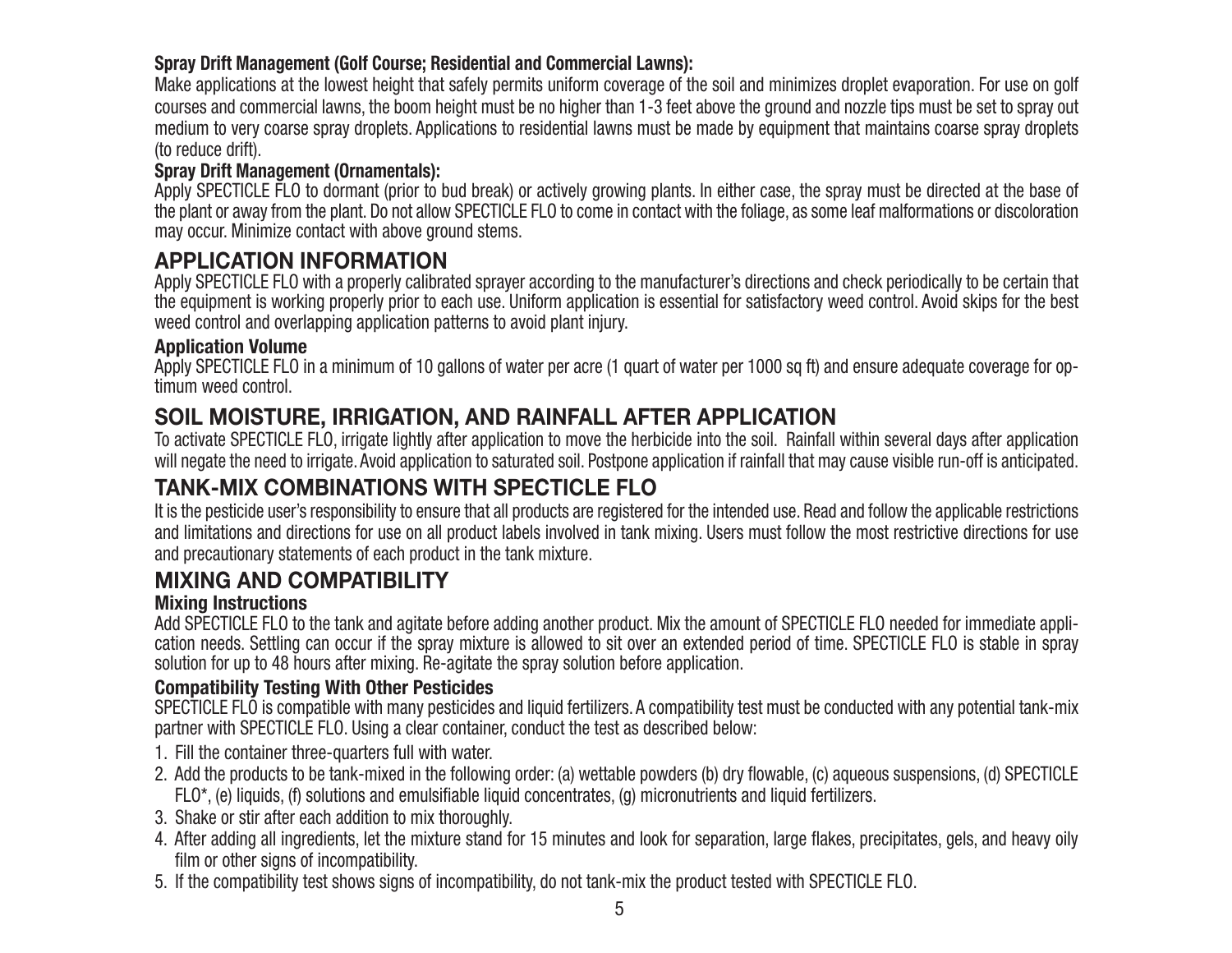**Spray Drift Management (Golf Course; Residential and Commercial Lawns):**

Make applications at the lowest height that safely permits uniform coverage of the soil and minimizes droplet evaporation. For use on golf courses and commercial lawns, the boom height must be no higher than 1-3 feet above the ground and nozzle tips must be set to spray out medium to very coarse spray droplets. Applications to residential lawns must be made by equipment that maintains coarse spray droplets (to reduce drift).

**Spray Drift Management (Ornamentals):**

Apply SPECTICLE FLO to dormant (prior to bud break) or actively growing plants. In either case, the spray must be directed at the base of the plant or away from the plant. Do not allow SPECTICLE FLO to come in contact with the foliage, as some leaf malformations or discoloration may occur. Minimize contact with above ground stems.

## APPLICATION INFORMATION

Apply SPECTICLE FLO with a properly calibrated sprayer according to the manufacturer's directions and check periodically to be certain that the equipment is working properly prior to each use. Uniform application is essential for satisfactory weed control. Avoid skips for the best weed control and overlapping application patterns to avoid plant injury.

**Application Volume**

Apply SPECTICLE FLO in a minimum of 10 gallons of water per acre (1 quart of water per 1000 sq ft) and ensure adequate coverage for optimum weed control.

## SOIL MOISTURE, IRRIGATION, AND RAINFALL AFTER APPLICATION

To activate SPECTICLE FLO, irrigate lightly after application to move the herbicide into the soil. Rainfall within several days after application will negate the need to irrigate. Avoid application to saturated soil. Postpone application if rainfall that may cause visible run-off is anticipated.

## TANK-MIX COMBINATIONS WITH SPECTICLE FLO

It is the pesticide user's responsibility to ensure that all products are registered for the intended use. Read and follow the applicable restrictions and limitations and directions for use on all product labels involved in tank mixing. Users must follow the most restrictive directions for use and precautionary statements of each product in the tank mixture.

## MIXING AND COMPATIBILITY

**Mixing Instructions**

Add SPECTICLE FLO to the tank and agitate before adding another product. Mix the amount of SPECTICLE FLO needed for immediate application needs. Settling can occur if the spray mixture is allowed to sit over an extended period of time. SPECTICLE FLO is stable in spray solution for up to 48 hours after mixing. Re-agitate the spray solution before application.

**Compatibility Testing With Other Pesticides**

SPECTICLE FLO is compatible with many pesticides and liquid fertilizers. A compatibility test must be conducted with any potential tank-mix partner with SPECTICLE FLO. Using a clear container, conduct the test as described below:

1. Fill the container three-quarters full with water.
2. Add the products to be tank-mixed in the following order: (a) wettable powders (b) dry flowable, (c) aqueous suspensions, (d) SPECTICLE FLO*, (e) liquids, (f) solutions and emulsifiable liquid concentrates, (g) micronutrients and liquid fertilizers.
3. Shake or stir after each addition to mix thoroughly.
4. After adding all ingredients, let the mixture stand for 15 minutes and look for separation, large flakes, precipitates, gels, and heavy oily film or other signs of incompatibility.
5. If the compatibility test shows signs of incompatibility, do not tank-mix the product tested with SPECTICLE FLO.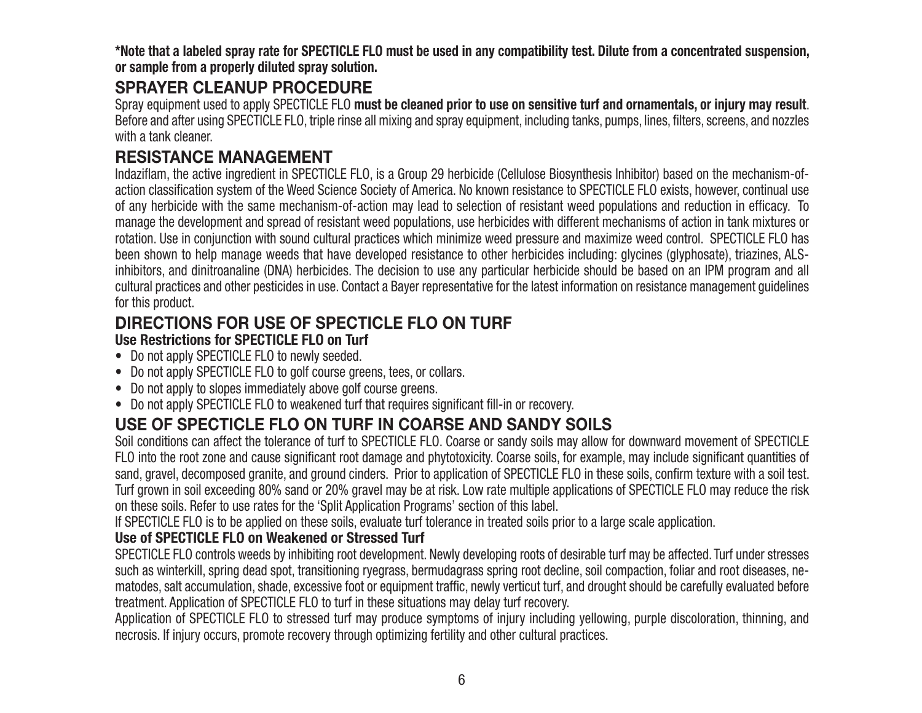**\*Note that a labeled spray rate for SPECTICLE FLO must be used in any compatibility test. Dilute from a concentrated suspension, or sample from a properly diluted spray solution.**

## SPRAYER CLEANUP PROCEDURE

Spray equipment used to apply SPECTICLE FLO **must be cleaned prior to use on sensitive turf and ornamentals, or injury may result**. Before and after using SPECTICLE FLO, triple rinse all mixing and spray equipment, including tanks, pumps, lines, filters, screens, and nozzles with a tank cleaner.

## RESISTANCE MANAGEMENT

Indaziflam, the active ingredient in SPECTICLE FLO, is a Group 29 herbicide (Cellulose Biosynthesis Inhibitor) based on the mechanism-of-action classification system of the Weed Science Society of America. No known resistance to SPECTICLE FLO exists, however, continual use of any herbicide with the same mechanism-of-action may lead to selection of resistant weed populations and reduction in efficacy. To manage the development and spread of resistant weed populations, use herbicides with different mechanisms of action in tank mixtures or rotation. Use in conjunction with sound cultural practices which minimize weed pressure and maximize weed control. SPECTICLE FLO has been shown to help manage weeds that have developed resistance to other herbicides including: glycines (glyphosate), triazines, ALS-inhibitors, and dinitroanaline (DNA) herbicides. The decision to use any particular herbicide should be based on an IPM program and all cultural practices and other pesticides in use. Contact a Bayer representative for the latest information on resistance management guidelines for this product.

## DIRECTIONS FOR USE OF SPECTICLE FLO ON TURF

### Use Restrictions for SPECTICLE FLO on Turf

- Do not apply SPECTICLE FLO to newly seeded.
- Do not apply SPECTICLE FLO to golf course greens, tees, or collars.
- Do not apply to slopes immediately above golf course greens.
- Do not apply SPECTICLE FLO to weakened turf that requires significant fill-in or recovery.

## USE OF SPECTICLE FLO ON TURF IN COARSE AND SANDY SOILS

Soil conditions can affect the tolerance of turf to SPECTICLE FLO. Coarse or sandy soils may allow for downward movement of SPECTICLE FLO into the root zone and cause significant root damage and phytotoxicity. Coarse soils, for example, may include significant quantities of sand, gravel, decomposed granite, and ground cinders. Prior to application of SPECTICLE FLO in these soils, confirm texture with a soil test. Turf grown in soil exceeding 80% sand or 20% gravel may be at risk. Low rate multiple applications of SPECTICLE FLO may reduce the risk on these soils. Refer to use rates for the 'Split Application Programs' section of this label.

If SPECTICLE FLO is to be applied on these soils, evaluate turf tolerance in treated soils prior to a large scale application.

### Use of SPECTICLE FLO on Weakened or Stressed Turf

SPECTICLE FLO controls weeds by inhibiting root development. Newly developing roots of desirable turf may be affected. Turf under stresses such as winterkill, spring dead spot, transitioning ryegrass, bermudagrass spring root decline, soil compaction, foliar and root diseases, nematodes, salt accumulation, shade, excessive foot or equipment traffic, newly verticut turf, and drought should be carefully evaluated before treatment. Application of SPECTICLE FLO to turf in these situations may delay turf recovery.

Application of SPECTICLE FLO to stressed turf may produce symptoms of injury including yellowing, purple discoloration, thinning, and necrosis. If injury occurs, promote recovery through optimizing fertility and other cultural practices.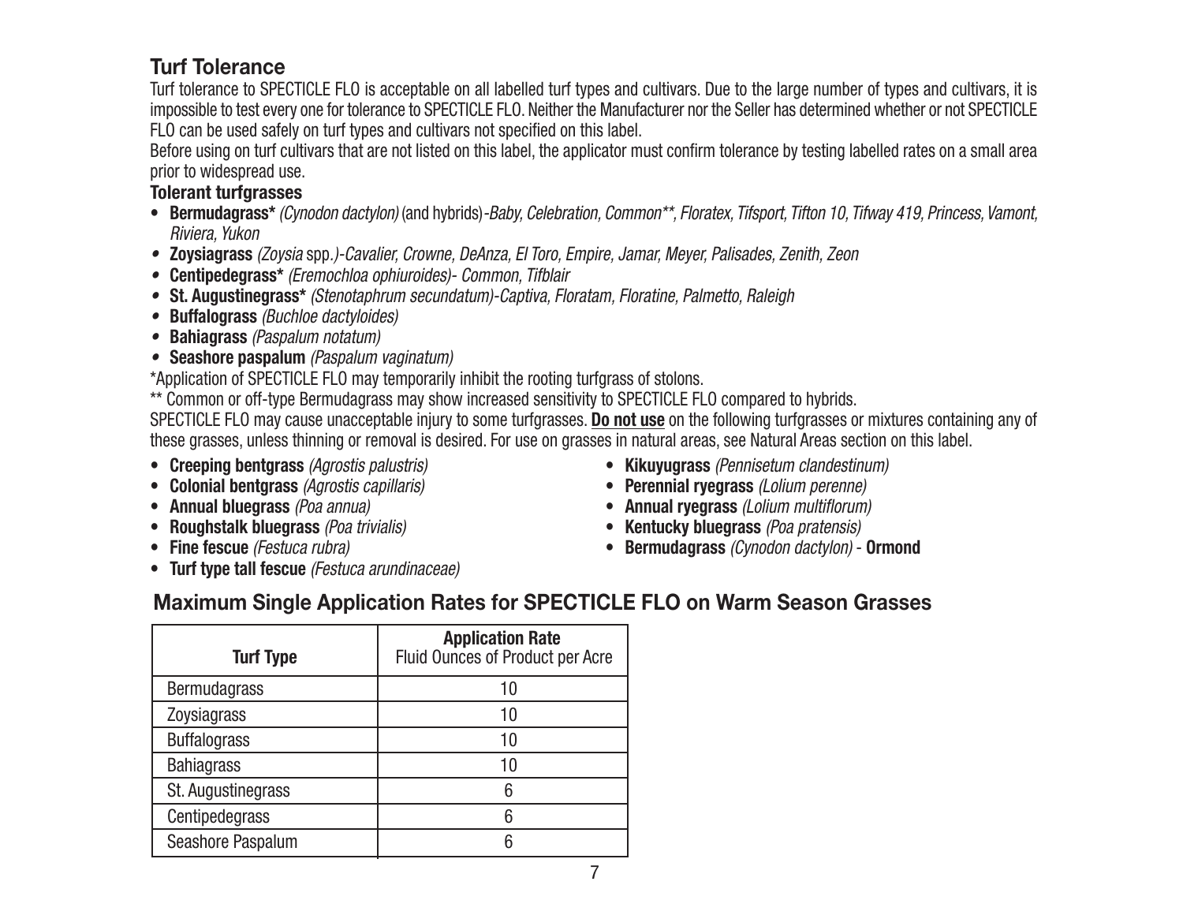## Turf Tolerance

Turf tolerance to SPECTICLE FLO is acceptable on all labelled turf types and cultivars. Due to the large number of types and cultivars, it is impossible to test every one for tolerance to SPECTICLE FLO. Neither the Manufacturer nor the Seller has determined whether or not SPECTICLE FLO can be used safely on turf types and cultivars not specified on this label.

Before using on turf cultivars that are not listed on this label, the applicator must confirm tolerance by testing labelled rates on a small area prior to widespread use.

**Tolerant turfgrasses**

- **Bermudagrass*** *(Cynodon dactylon)* (and hybrids)*-Baby, Celebration, Common**, Floratex, Tifsport, Tifton 10, Tifway 419, Princess, Vamont, Riviera, Yukon*
- **Zoysiagrass** *(Zoysia* spp.*)-Cavalier, Crowne, DeAnza, El Toro, Empire, Jamar, Meyer, Palisades, Zenith, Zeon*
- **Centipedegrass*** *(Eremochloa ophiuroides)- Common, Tifblair*
- **St. Augustinegrass*** *(Stenotaphrum secundatum)-Captiva, Floratam, Floratine, Palmetto, Raleigh*
- **Buffalograss** *(Buchloe dactyloides)*
- **Bahiagrass** *(Paspalum notatum)*
- **Seashore paspalum** *(Paspalum vaginatum)*

*Application of SPECTICLE FLO may temporarily inhibit the rooting turfgrass of stolons.

** Common or off-type Bermudagrass may show increased sensitivity to SPECTICLE FLO compared to hybrids.

SPECTICLE FLO may cause unacceptable injury to some turfgrasses. **Do not use** on the following turfgrasses or mixtures containing any of these grasses, unless thinning or removal is desired. For use on grasses in natural areas, see Natural Areas section on this label.

- **Creeping bentgrass** *(Agrostis palustris)*
- **Colonial bentgrass** *(Agrostis capillaris)*
- **Annual bluegrass** *(Poa annua)*
- **Roughstalk bluegrass** *(Poa trivialis)*
- **Fine fescue** *(Festuca rubra)*
- **Turf type tall fescue** *(Festuca arundinaceae)*
- **Kikuyugrass** *(Pennisetum clandestinum)*
- **Perennial ryegrass** *(Lolium perenne)*
- **Annual ryegrass** *(Lolium multiflorum)*
- **Kentucky bluegrass** *(Poa pratensis)*
- **Bermudagrass** *(Cynodon dactylon)* - **Ormond**

## Maximum Single Application Rates for SPECTICLE FLO on Warm Season Grasses

| Turf Type | Application Rate<br>Fluid Ounces of Product per Acre |
|---|---|
| Bermudagrass | 10 |
| Zoysiagrass | 10 |
| Buffalograss | 10 |
| Bahiagrass | 10 |
| St. Augustinegrass | 6 |
| Centipedegrass | 6 |
| Seashore Paspalum | 6 |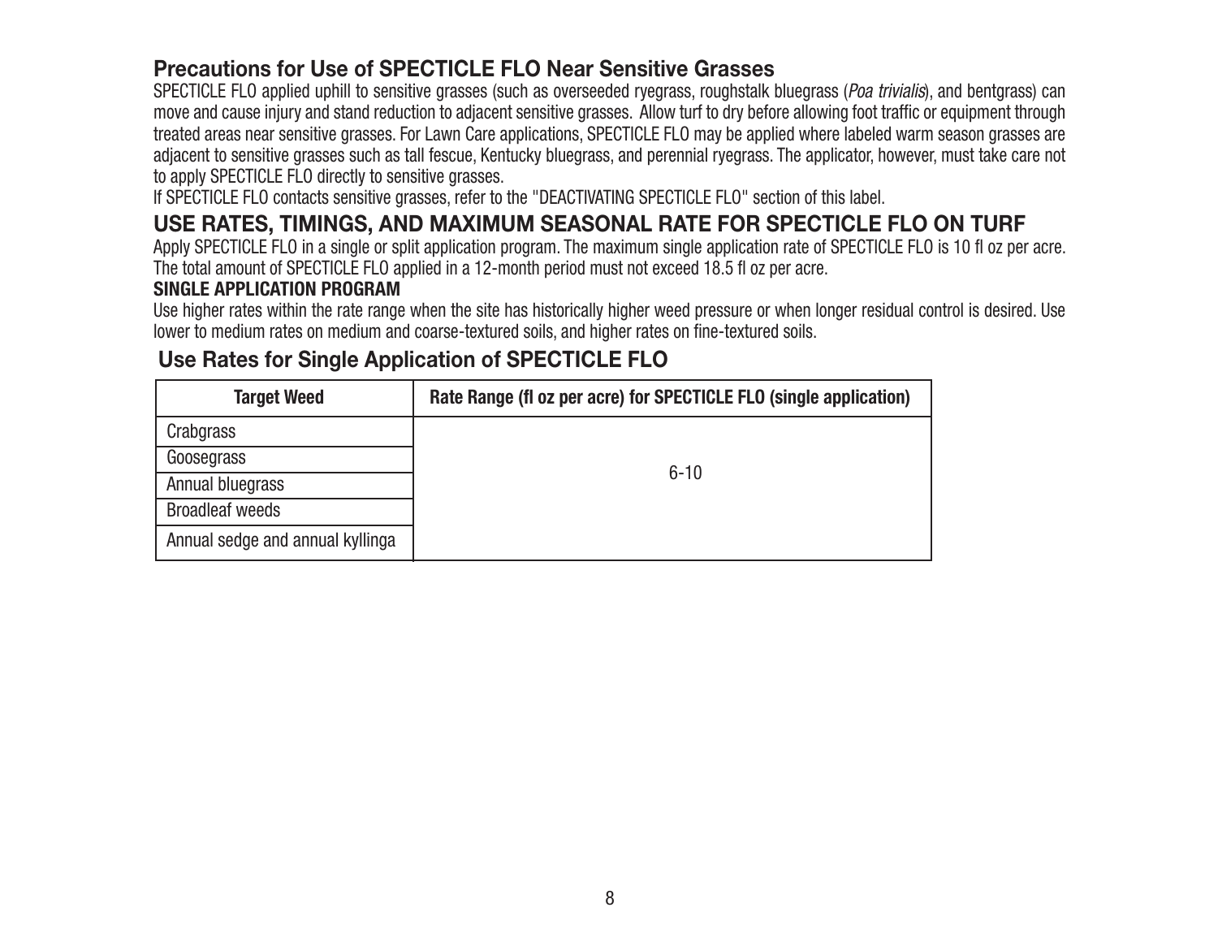## Precautions for Use of SPECTICLE FLO Near Sensitive Grasses

SPECTICLE FLO applied uphill to sensitive grasses (such as overseeded ryegrass, roughstalk bluegrass (*Poa trivialis*), and bentgrass) can move and cause injury and stand reduction to adjacent sensitive grasses. Allow turf to dry before allowing foot traffic or equipment through treated areas near sensitive grasses. For Lawn Care applications, SPECTICLE FLO may be applied where labeled warm season grasses are adjacent to sensitive grasses such as tall fescue, Kentucky bluegrass, and perennial ryegrass. The applicator, however, must take care not to apply SPECTICLE FLO directly to sensitive grasses.

If SPECTICLE FLO contacts sensitive grasses, refer to the "DEACTIVATING SPECTICLE FLO" section of this label.

## USE RATES, TIMINGS, AND MAXIMUM SEASONAL RATE FOR SPECTICLE FLO ON TURF

Apply SPECTICLE FLO in a single or split application program. The maximum single application rate of SPECTICLE FLO is 10 fl oz per acre. The total amount of SPECTICLE FLO applied in a 12-month period must not exceed 18.5 fl oz per acre.

**SINGLE APPLICATION PROGRAM**

Use higher rates within the rate range when the site has historically higher weed pressure or when longer residual control is desired. Use lower to medium rates on medium and coarse-textured soils, and higher rates on fine-textured soils.

### Use Rates for Single Application of SPECTICLE FLO

| Target Weed | Rate Range (fl oz per acre) for SPECTICLE FLO (single application) |
|---|---|
| Crabgrass | 6-10 |
| Goosegrass | |
| Annual bluegrass | |
| Broadleaf weeds | |
| Annual sedge and annual kyllinga | |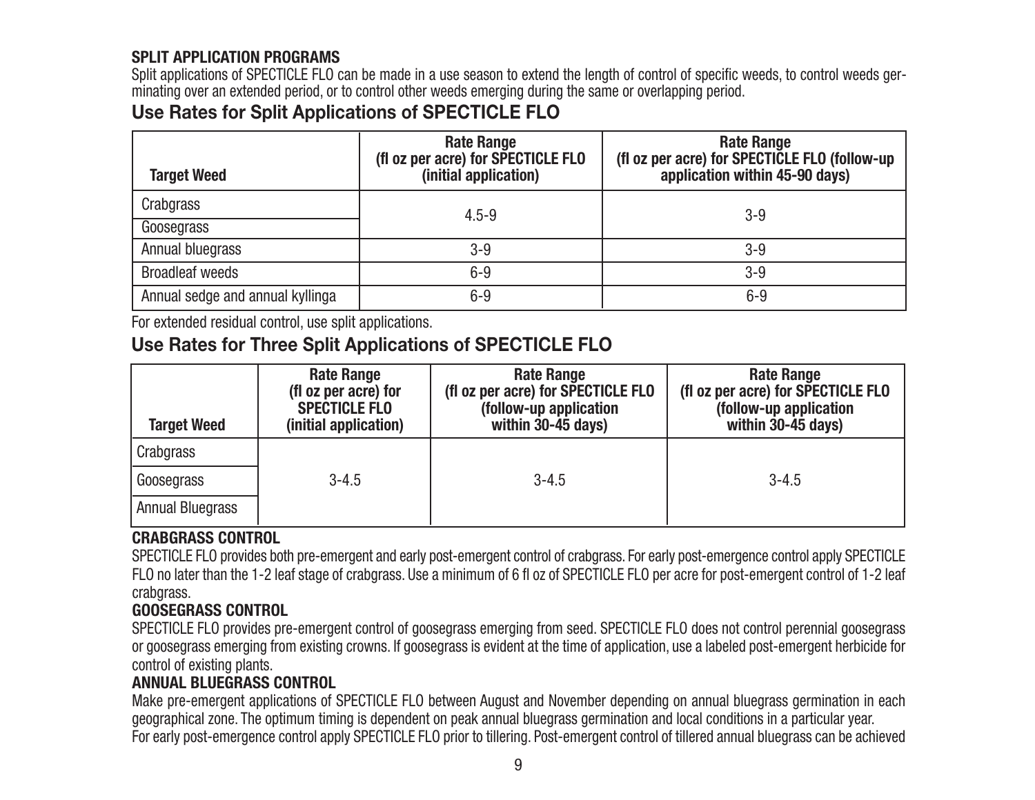**SPLIT APPLICATION PROGRAMS**

Split applications of SPECTICLE FLO can be made in a use season to extend the length of control of specific weeds, to control weeds germinating over an extended period, or to control other weeds emerging during the same or overlapping period.

## Use Rates for Split Applications of SPECTICLE FLO

| Target Weed | Rate Range (fl oz per acre) for SPECTICLE FLO (initial application) | Rate Range (fl oz per acre) for SPECTICLE FLO (follow-up application within 45-90 days) |
|---|---|---|
| Crabgrass | 4.5-9 | 3-9 |
| Goosegrass | | |
| Annual bluegrass | 3-9 | 3-9 |
| Broadleaf weeds | 6-9 | 3-9 |
| Annual sedge and annual kyllinga | 6-9 | 6-9 |

For extended residual control, use split applications.

## Use Rates for Three Split Applications of SPECTICLE FLO

| Target Weed | Rate Range (fl oz per acre) for SPECTICLE FLO (initial application) | Rate Range (fl oz per acre) for SPECTICLE FLO (follow-up application within 30-45 days) | Rate Range (fl oz per acre) for SPECTICLE FLO (follow-up application within 30-45 days) |
|---|---|---|---|
| Crabgrass | 3-4.5 | 3-4.5 | 3-4.5 |
| Goosegrass | | | |
| Annual Bluegrass | | | |

**CRABGRASS CONTROL**

SPECTICLE FLO provides both pre-emergent and early post-emergent control of crabgrass. For early post-emergence control apply SPECTICLE FLO no later than the 1-2 leaf stage of crabgrass. Use a minimum of 6 fl oz of SPECTICLE FLO per acre for post-emergent control of 1-2 leaf crabgrass.

**GOOSEGRASS CONTROL**

SPECTICLE FLO provides pre-emergent control of goosegrass emerging from seed. SPECTICLE FLO does not control perennial goosegrass or goosegrass emerging from existing crowns. If goosegrass is evident at the time of application, use a labeled post-emergent herbicide for control of existing plants.

**ANNUAL BLUEGRASS CONTROL**

Make pre-emergent applications of SPECTICLE FLO between August and November depending on annual bluegrass germination in each geographical zone. The optimum timing is dependent on peak annual bluegrass germination and local conditions in a particular year.

For early post-emergence control apply SPECTICLE FLO prior to tillering. Post-emergent control of tillered annual bluegrass can be achieved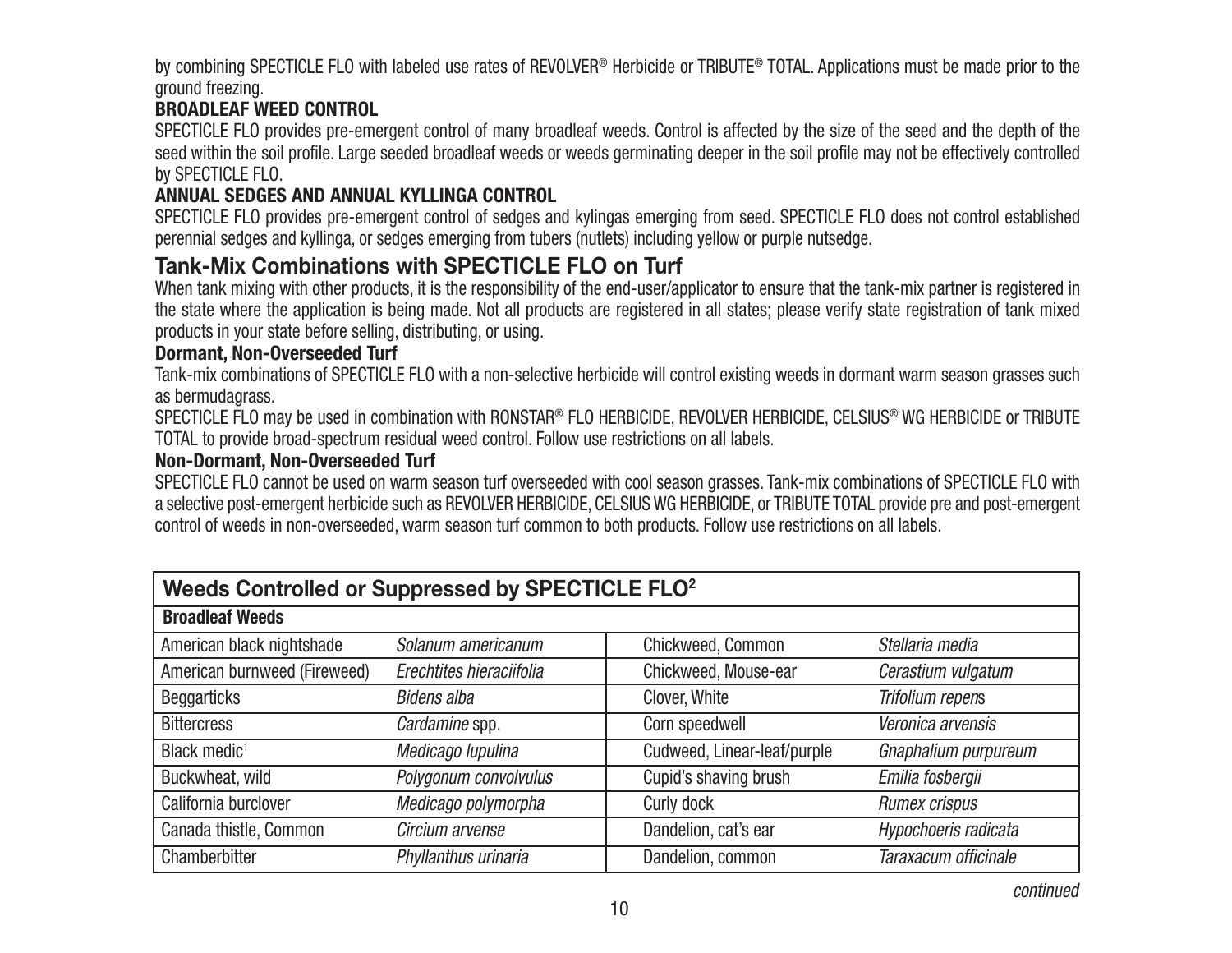by combining SPECTICLE FLO with labeled use rates of REVOLVER® Herbicide or TRIBUTE® TOTAL. Applications must be made prior to the ground freezing.

**BROADLEAF WEED CONTROL**

SPECTICLE FLO provides pre-emergent control of many broadleaf weeds. Control is affected by the size of the seed and the depth of the seed within the soil profile. Large seeded broadleaf weeds or weeds germinating deeper in the soil profile may not be effectively controlled by SPECTICLE FLO.

**ANNUAL SEDGES AND ANNUAL KYLLINGA CONTROL**

SPECTICLE FLO provides pre-emergent control of sedges and kylingas emerging from seed. SPECTICLE FLO does not control established perennial sedges and kyllinga, or sedges emerging from tubers (nutlets) including yellow or purple nutsedge.

## Tank-Mix Combinations with SPECTICLE FLO on Turf

When tank mixing with other products, it is the responsibility of the end-user/applicator to ensure that the tank-mix partner is registered in the state where the application is being made. Not all products are registered in all states; please verify state registration of tank mixed products in your state before selling, distributing, or using.

**Dormant, Non-Overseeded Turf**

Tank-mix combinations of SPECTICLE FLO with a non-selective herbicide will control existing weeds in dormant warm season grasses such as bermudagrass.

SPECTICLE FLO may be used in combination with RONSTAR® FLO HERBICIDE, REVOLVER HERBICIDE, CELSIUS® WG HERBICIDE or TRIBUTE TOTAL to provide broad-spectrum residual weed control. Follow use restrictions on all labels.

**Non-Dormant, Non-Overseeded Turf**

SPECTICLE FLO cannot be used on warm season turf overseeded with cool season grasses. Tank-mix combinations of SPECTICLE FLO with a selective post-emergent herbicide such as REVOLVER HERBICIDE, CELSIUS WG HERBICIDE, or TRIBUTE TOTAL provide pre and post-emergent control of weeds in non-overseeded, warm season turf common to both products. Follow use restrictions on all labels.

| Weeds Controlled or Suppressed by SPECTICLE FLO[2] | | | |
|---|---|---|---|
| **Broadleaf Weeds** | | | |
| American black nightshade | *Solanum americanum* | Chickweed, Common | *Stellaria media* |
| American burnweed (Fireweed) | *Erechtites hieraciifolia* | Chickweed, Mouse-ear | *Cerastium vulgatum* |
| Beggarticks | *Bidens alba* | Clover, White | *Trifolium repens* |
| Bittercress | *Cardamine* spp. | Corn speedwell | *Veronica arvensis* |
| Black medic[1] | *Medicago lupulina* | Cudweed, Linear-leaf/purple | *Gnaphalium purpureum* |
| Buckwheat, wild | *Polygonum convolvulus* | Cupid's shaving brush | *Emilia fosbergii* |
| California burclover | *Medicago polymorpha* | Curly dock | *Rumex crispus* |
| Canada thistle, Common | *Circium arvense* | Dandelion, cat's ear | *Hypochoeris radicata* |
| Chamberbitter | *Phyllanthus urinaria* | Dandelion, common | *Taraxacum officinale* |

*continued*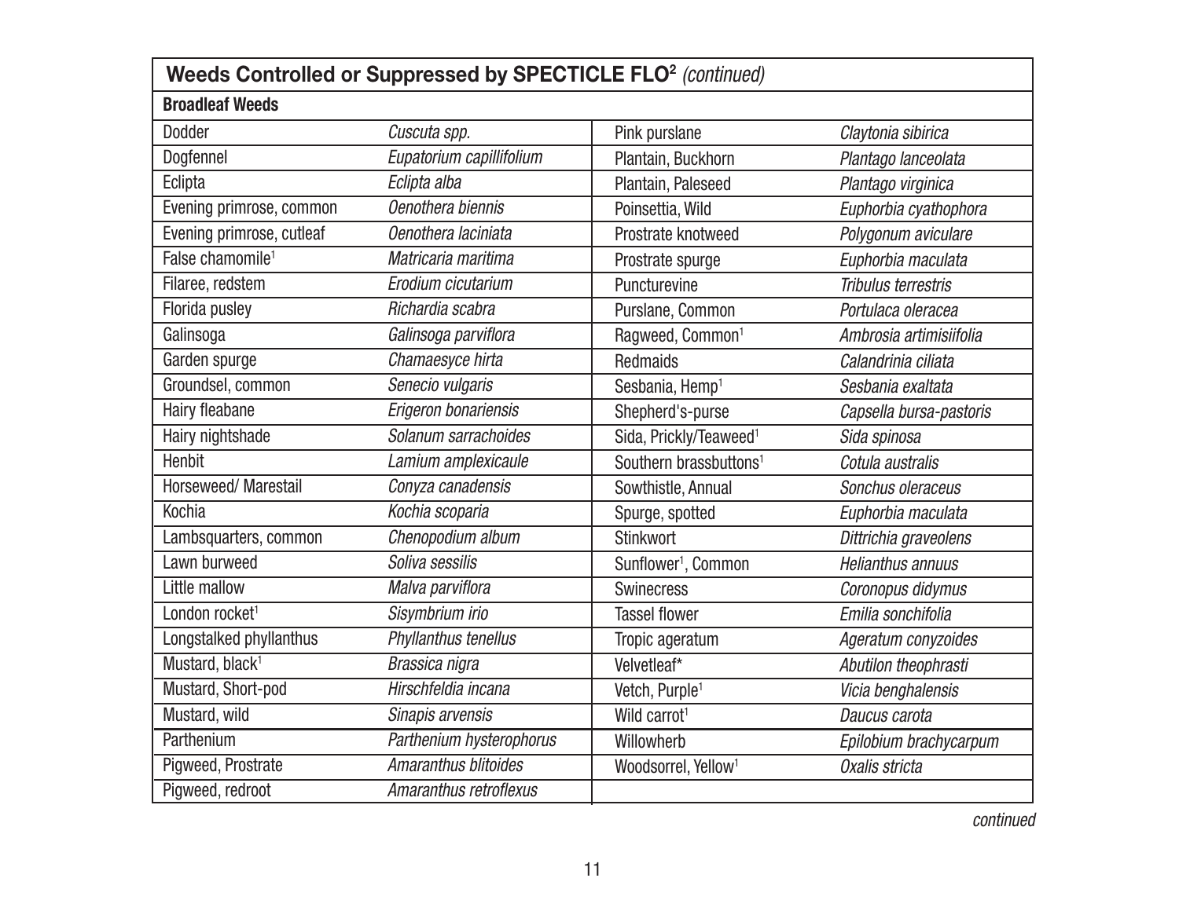**Weeds Controlled or Suppressed by SPECTICLE FLO[2]** *(continued)*

| Broadleaf Weeds | | | |
|---|---|---|---|
| Dodder | *Cuscuta spp.* | Pink purslane | *Claytonia sibirica* |
| Dogfennel | *Eupatorium capillifolium* | Plantain, Buckhorn | *Plantago lanceolata* |
| Eclipta | *Eclipta alba* | Plantain, Paleseed | *Plantago virginica* |
| Evening primrose, common | *Oenothera biennis* | Poinsettia, Wild | *Euphorbia cyathophora* |
| Evening primrose, cutleaf | *Oenothera laciniata* | Prostrate knotweed | *Polygonum aviculare* |
| False chamomile[1] | *Matricaria maritima* | Prostrate spurge | *Euphorbia maculata* |
| Filaree, redstem | *Erodium cicutarium* | Puncturevine | *Tribulus terrestris* |
| Florida pusley | *Richardia scabra* | Purslane, Common | *Portulaca oleracea* |
| Galinsoga | *Galinsoga parviflora* | Ragweed, Common[1] | *Ambrosia artimisiifolia* |
| Garden spurge | *Chamaesyce hirta* | Redmaids | *Calandrinia ciliata* |
| Groundsel, common | *Senecio vulgaris* | Sesbania, Hemp[1] | *Sesbania exaltata* |
| Hairy fleabane | *Erigeron bonariensis* | Shepherd's-purse | *Capsella bursa-pastoris* |
| Hairy nightshade | *Solanum sarrachoides* | Sida, Prickly/Teaweed[1] | *Sida spinosa* |
| Henbit | *Lamium amplexicaule* | Southern brassbuttons[1] | *Cotula australis* |
| Horseweed/ Marestail | *Conyza canadensis* | Sowthistle, Annual | *Sonchus oleraceus* |
| Kochia | *Kochia scoparia* | Spurge, spotted | *Euphorbia maculata* |
| Lambsquarters, common | *Chenopodium album* | Stinkwort | *Dittrichia graveolens* |
| Lawn burweed | *Soliva sessilis* | Sunflower[1], Common | *Helianthus annuus* |
| Little mallow | *Malva parviflora* | Swinecress | *Coronopus didymus* |
| London rocket[1] | *Sisymbrium irio* | Tassel flower | *Emilia sonchifolia* |
| Longstalked phyllanthus | *Phyllanthus tenellus* | Tropic ageratum | *Ageratum conyzoides* |
| Mustard, black[1] | *Brassica nigra* | Velvetleaf* | *Abutilon theophrasti* |
| Mustard, Short-pod | *Hirschfeldia incana* | Vetch, Purple[1] | *Vicia benghalensis* |
| Mustard, wild | *Sinapis arvensis* | Wild carrot[1] | *Daucus carota* |
| Parthenium | *Parthenium hysterophorus* | Willowherb | *Epilobium brachycarpum* |
| Pigweed, Prostrate | *Amaranthus blitoides* | Woodsorrel, Yellow[1] | *Oxalis stricta* |
| Pigweed, redroot | *Amaranthus retroflexus* | | |

*continued*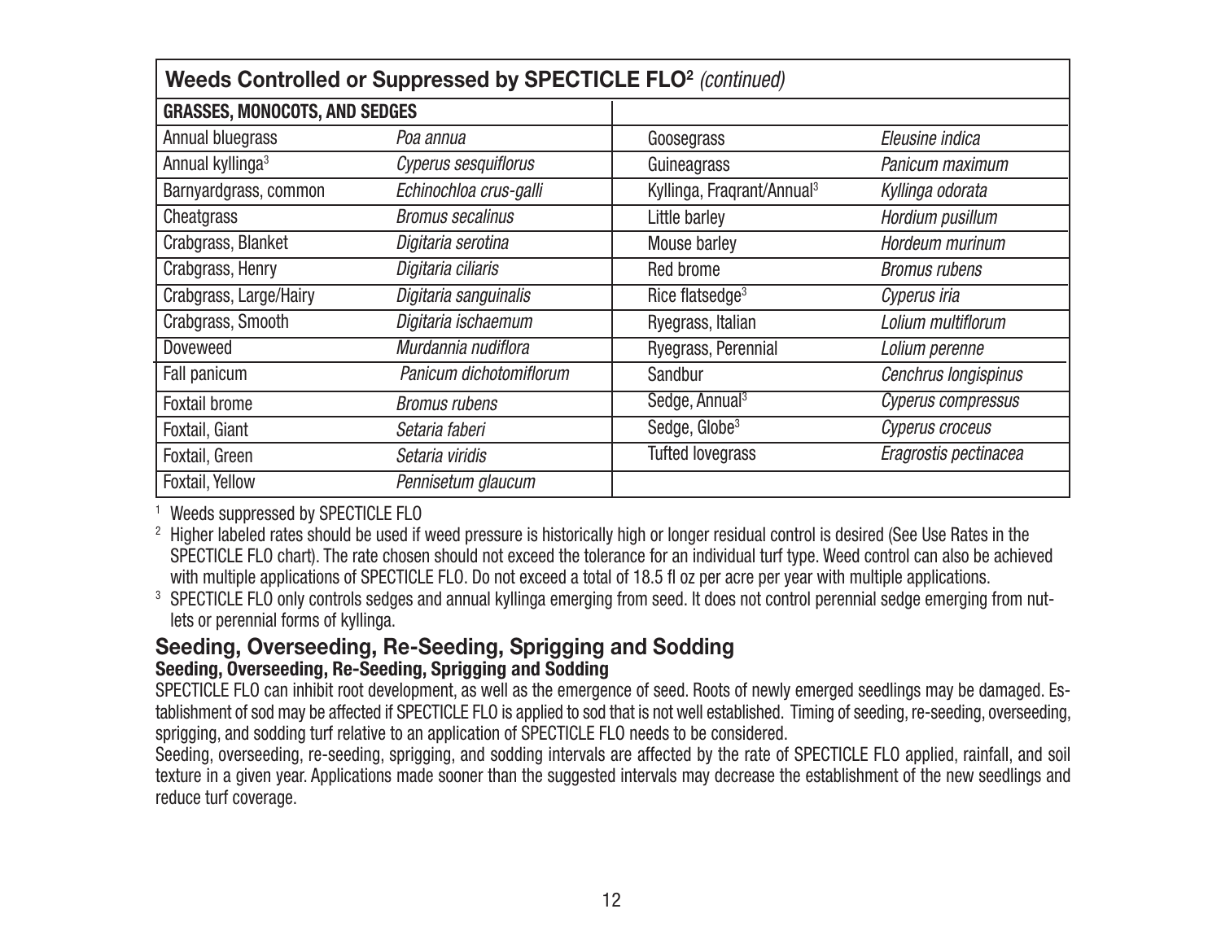| Weeds Controlled or Suppressed by SPECTICLE FLO[2] *(continued)* | | | |
|---|---|---|---|
| **GRASSES, MONOCOTS, AND SEDGES** | | | |
| Annual bluegrass | *Poa annua* | Goosegrass | *Eleusine indica* |
| Annual kyllinga[3] | *Cyperus sesquiflorus* | Guineagrass | *Panicum maximum* |
| Barnyardgrass, common | *Echinochloa crus-galli* | Kyllinga, Fraqrant/Annual[3] | *Kyllinga odorata* |
| Cheatgrass | *Bromus secalinus* | Little barley | *Hordium pusillum* |
| Crabgrass, Blanket | *Digitaria serotina* | Mouse barley | *Hordeum murinum* |
| Crabgrass, Henry | *Digitaria ciliaris* | Red brome | *Bromus rubens* |
| Crabgrass, Large/Hairy | *Digitaria sanguinalis* | Rice flatsedge[3] | *Cyperus iria* |
| Crabgrass, Smooth | *Digitaria ischaemum* | Ryegrass, Italian | *Lolium multiflorum* |
| Doveweed | *Murdannia nudiflora* | Ryegrass, Perennial | *Lolium perenne* |
| Fall panicum | *Panicum dichotomiflorum* | Sandbur | *Cenchrus longispinus* |
| Foxtail brome | *Bromus rubens* | Sedge, Annual[3] | *Cyperus compressus* |
| Foxtail, Giant | *Setaria faberi* | Sedge, Globe[3] | *Cyperus croceus* |
| Foxtail, Green | *Setaria viridis* | Tufted lovegrass | *Eragrostis pectinacea* |
| Foxtail, Yellow | *Pennisetum glaucum* | | |

[1] Weeds suppressed by SPECTICLE FLO

[2] Higher labeled rates should be used if weed pressure is historically high or longer residual control is desired (See Use Rates in the SPECTICLE FLO chart). The rate chosen should not exceed the tolerance for an individual turf type. Weed control can also be achieved with multiple applications of SPECTICLE FLO. Do not exceed a total of 18.5 fl oz per acre per year with multiple applications.

[3] SPECTICLE FLO only controls sedges and annual kyllinga emerging from seed. It does not control perennial sedge emerging from nutlets or perennial forms of kyllinga.

## Seeding, Overseeding, Re-Seeding, Sprigging and Sodding

**Seeding, Overseeding, Re-Seeding, Sprigging and Sodding**

SPECTICLE FLO can inhibit root development, as well as the emergence of seed. Roots of newly emerged seedlings may be damaged. Establishment of sod may be affected if SPECTICLE FLO is applied to sod that is not well established. Timing of seeding, re-seeding, overseeding, sprigging, and sodding turf relative to an application of SPECTICLE FLO needs to be considered.

Seeding, overseeding, re-seeding, sprigging, and sodding intervals are affected by the rate of SPECTICLE FLO applied, rainfall, and soil texture in a given year. Applications made sooner than the suggested intervals may decrease the establishment of the new seedlings and reduce turf coverage.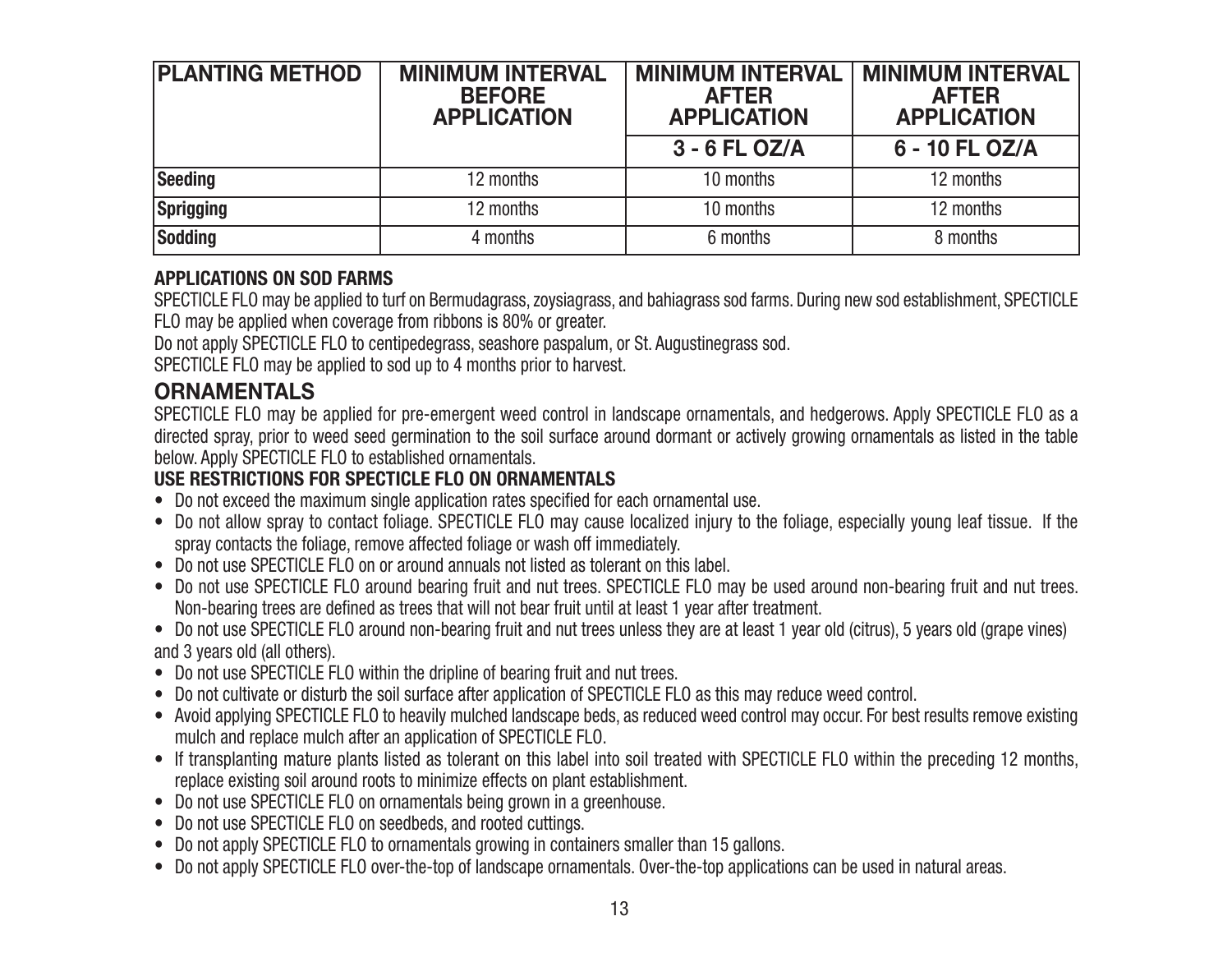| PLANTING METHOD | MINIMUM INTERVAL BEFORE APPLICATION | MINIMUM INTERVAL AFTER APPLICATION | MINIMUM INTERVAL AFTER APPLICATION |
|---|---|---|---|
| | | 3 - 6 FL OZ/A | 6 - 10 FL OZ/A |
| **Seeding** | 12 months | 10 months | 12 months |
| **Sprigging** | 12 months | 10 months | 12 months |
| **Sodding** | 4 months | 6 months | 8 months |

**APPLICATIONS ON SOD FARMS**

SPECTICLE FLO may be applied to turf on Bermudagrass, zoysiagrass, and bahiagrass sod farms. During new sod establishment, SPECTICLE FLO may be applied when coverage from ribbons is 80% or greater.

Do not apply SPECTICLE FLO to centipedegrass, seashore paspalum, or St. Augustinegrass sod.

SPECTICLE FLO may be applied to sod up to 4 months prior to harvest.

## ORNAMENTALS

SPECTICLE FLO may be applied for pre-emergent weed control in landscape ornamentals, and hedgerows. Apply SPECTICLE FLO as a directed spray, prior to weed seed germination to the soil surface around dormant or actively growing ornamentals as listed in the table below. Apply SPECTICLE FLO to established ornamentals.

**USE RESTRICTIONS FOR SPECTICLE FLO ON ORNAMENTALS**

- Do not exceed the maximum single application rates specified for each ornamental use.
- Do not allow spray to contact foliage. SPECTICLE FLO may cause localized injury to the foliage, especially young leaf tissue. If the spray contacts the foliage, remove affected foliage or wash off immediately.
- Do not use SPECTICLE FLO on or around annuals not listed as tolerant on this label.
- Do not use SPECTICLE FLO around bearing fruit and nut trees. SPECTICLE FLO may be used around non-bearing fruit and nut trees. Non-bearing trees are defined as trees that will not bear fruit until at least 1 year after treatment.
- Do not use SPECTICLE FLO around non-bearing fruit and nut trees unless they are at least 1 year old (citrus), 5 years old (grape vines) and 3 years old (all others).
- Do not use SPECTICLE FLO within the dripline of bearing fruit and nut trees.
- Do not cultivate or disturb the soil surface after application of SPECTICLE FLO as this may reduce weed control.
- Avoid applying SPECTICLE FLO to heavily mulched landscape beds, as reduced weed control may occur. For best results remove existing mulch and replace mulch after an application of SPECTICLE FLO.
- If transplanting mature plants listed as tolerant on this label into soil treated with SPECTICLE FLO within the preceding 12 months, replace existing soil around roots to minimize effects on plant establishment.
- Do not use SPECTICLE FLO on ornamentals being grown in a greenhouse.
- Do not use SPECTICLE FLO on seedbeds, and rooted cuttings.
- Do not apply SPECTICLE FLO to ornamentals growing in containers smaller than 15 gallons.
- Do not apply SPECTICLE FLO over-the-top of landscape ornamentals. Over-the-top applications can be used in natural areas.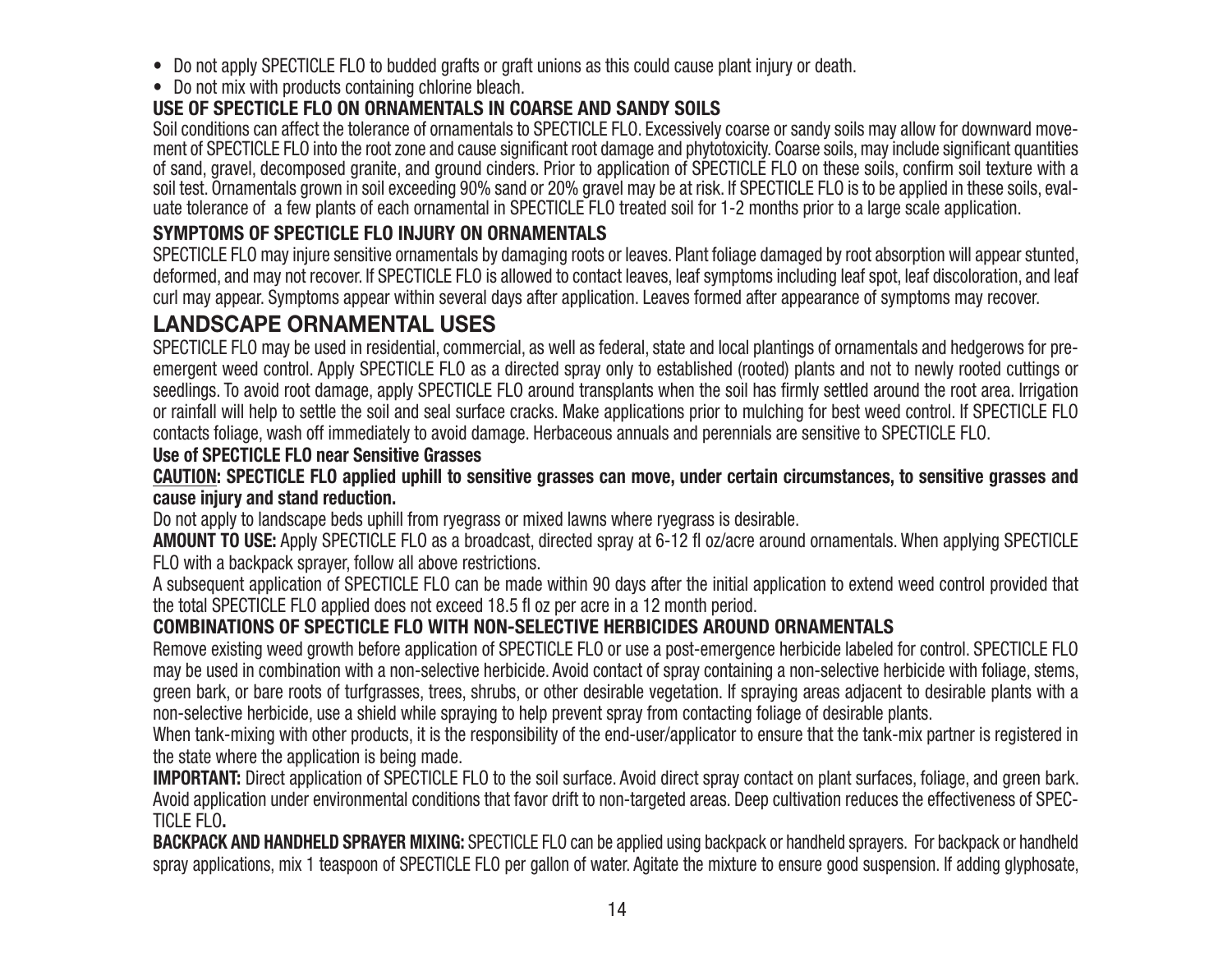- Do not apply SPECTICLE FLO to budded grafts or graft unions as this could cause plant injury or death.
- Do not mix with products containing chlorine bleach.

**USE OF SPECTICLE FLO ON ORNAMENTALS IN COARSE AND SANDY SOILS**

Soil conditions can affect the tolerance of ornamentals to SPECTICLE FLO. Excessively coarse or sandy soils may allow for downward movement of SPECTICLE FLO into the root zone and cause significant root damage and phytotoxicity. Coarse soils, may include significant quantities of sand, gravel, decomposed granite, and ground cinders. Prior to application of SPECTICLE FLO on these soils, confirm soil texture with a soil test. Ornamentals grown in soil exceeding 90% sand or 20% gravel may be at risk. If SPECTICLE FLO is to be applied in these soils, evaluate tolerance of a few plants of each ornamental in SPECTICLE FLO treated soil for 1-2 months prior to a large scale application.

**SYMPTOMS OF SPECTICLE FLO INJURY ON ORNAMENTALS**

SPECTICLE FLO may injure sensitive ornamentals by damaging roots or leaves. Plant foliage damaged by root absorption will appear stunted, deformed, and may not recover. If SPECTICLE FLO is allowed to contact leaves, leaf symptoms including leaf spot, leaf discoloration, and leaf curl may appear. Symptoms appear within several days after application. Leaves formed after appearance of symptoms may recover.

## LANDSCAPE ORNAMENTAL USES

SPECTICLE FLO may be used in residential, commercial, as well as federal, state and local plantings of ornamentals and hedgerows for pre-emergent weed control. Apply SPECTICLE FLO as a directed spray only to established (rooted) plants and not to newly rooted cuttings or seedlings. To avoid root damage, apply SPECTICLE FLO around transplants when the soil has firmly settled around the root area. Irrigation or rainfall will help to settle the soil and seal surface cracks. Make applications prior to mulching for best weed control. If SPECTICLE FLO contacts foliage, wash off immediately to avoid damage. Herbaceous annuals and perennials are sensitive to SPECTICLE FLO.

**Use of SPECTICLE FLO near Sensitive Grasses**

**CAUTION: SPECTICLE FLO applied uphill to sensitive grasses can move, under certain circumstances, to sensitive grasses and cause injury and stand reduction.**

Do not apply to landscape beds uphill from ryegrass or mixed lawns where ryegrass is desirable.

**AMOUNT TO USE:** Apply SPECTICLE FLO as a broadcast, directed spray at 6-12 fl oz/acre around ornamentals. When applying SPECTICLE FLO with a backpack sprayer, follow all above restrictions.

A subsequent application of SPECTICLE FLO can be made within 90 days after the initial application to extend weed control provided that the total SPECTICLE FLO applied does not exceed 18.5 fl oz per acre in a 12 month period.

**COMBINATIONS OF SPECTICLE FLO WITH NON-SELECTIVE HERBICIDES AROUND ORNAMENTALS**

Remove existing weed growth before application of SPECTICLE FLO or use a post-emergence herbicide labeled for control. SPECTICLE FLO may be used in combination with a non-selective herbicide. Avoid contact of spray containing a non-selective herbicide with foliage, stems, green bark, or bare roots of turfgrasses, trees, shrubs, or other desirable vegetation. If spraying areas adjacent to desirable plants with a non-selective herbicide, use a shield while spraying to help prevent spray from contacting foliage of desirable plants.

When tank-mixing with other products, it is the responsibility of the end-user/applicator to ensure that the tank-mix partner is registered in the state where the application is being made.

**IMPORTANT:** Direct application of SPECTICLE FLO to the soil surface. Avoid direct spray contact on plant surfaces, foliage, and green bark. Avoid application under environmental conditions that favor drift to non-targeted areas. Deep cultivation reduces the effectiveness of SPECTICLE FLO.

**BACKPACK AND HANDHELD SPRAYER MIXING:** SPECTICLE FLO can be applied using backpack or handheld sprayers. For backpack or handheld spray applications, mix 1 teaspoon of SPECTICLE FLO per gallon of water. Agitate the mixture to ensure good suspension. If adding glyphosate,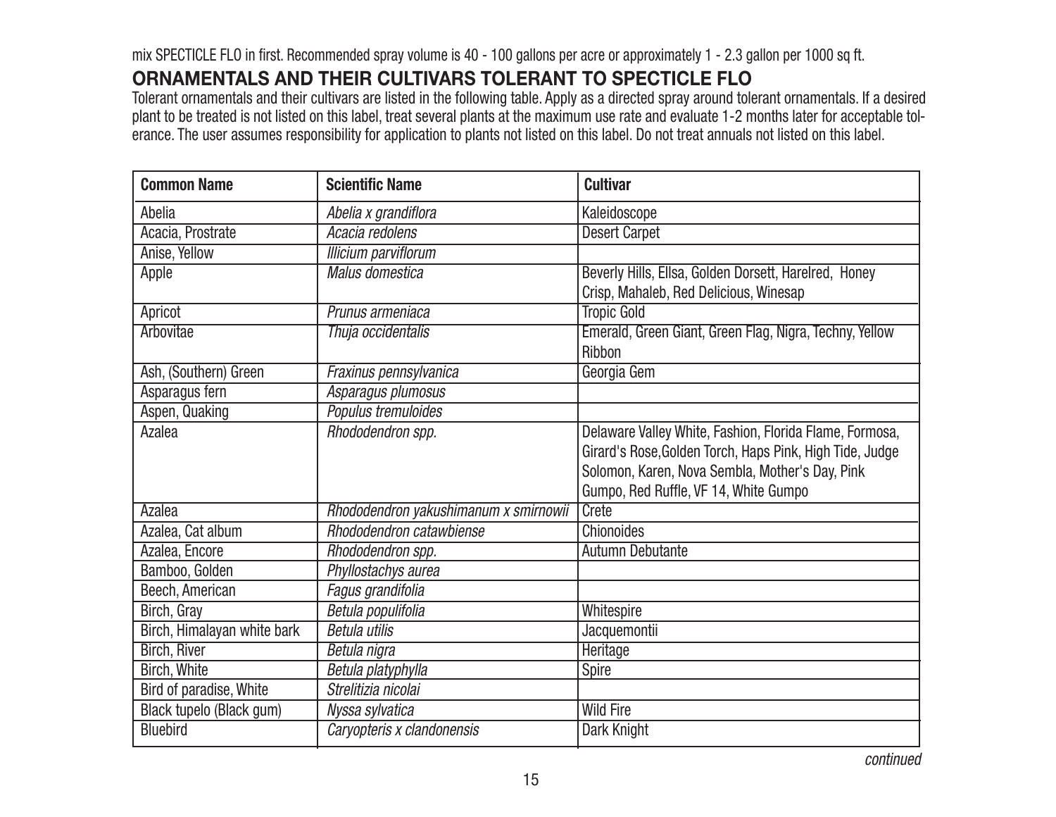mix SPECTICLE FLO in first. Recommended spray volume is 40 - 100 gallons per acre or approximately 1 - 2.3 gallon per 1000 sq ft.

## ORNAMENTALS AND THEIR CULTIVARS TOLERANT TO SPECTICLE FLO

Tolerant ornamentals and their cultivars are listed in the following table. Apply as a directed spray around tolerant ornamentals. If a desired plant to be treated is not listed on this label, treat several plants at the maximum use rate and evaluate 1-2 months later for acceptable tolerance. The user assumes responsibility for application to plants not listed on this label. Do not treat annuals not listed on this label.

| Common Name | Scientific Name | Cultivar |
|---|---|---|
| Abelia | *Abelia x grandiflora* | Kaleidoscope |
| Acacia, Prostrate | *Acacia redolens* | Desert Carpet |
| Anise, Yellow | *Illicium parviflorum* | |
| Apple | *Malus domestica* | Beverly Hills, Ellsa, Golden Dorsett, Harelred, Honey Crisp, Mahaleb, Red Delicious, Winesap |
| Apricot | *Prunus armeniaca* | Tropic Gold |
| Arbovitae | *Thuja occidentalis* | Emerald, Green Giant, Green Flag, Nigra, Techny, Yellow Ribbon |
| Ash, (Southern) Green | *Fraxinus pennsylvanica* | Georgia Gem |
| Asparagus fern | *Asparagus plumosus* | |
| Aspen, Quaking | *Populus tremuloides* | |
| Azalea | *Rhododendron spp.* | Delaware Valley White, Fashion, Florida Flame, Formosa, Girard's Rose,Golden Torch, Haps Pink, High Tide, Judge Solomon, Karen, Nova Sembla, Mother's Day, Pink Gumpo, Red Ruffle, VF 14, White Gumpo |
| Azalea | *Rhododendron yakushimanum x smirnowii* | Crete |
| Azalea, Cat album | *Rhododendron catawbiense* | Chionoides |
| Azalea, Encore | *Rhododendron spp.* | Autumn Debutante |
| Bamboo, Golden | *Phyllostachys aurea* | |
| Beech, American | *Fagus grandifolia* | |
| Birch, Gray | *Betula populifolia* | Whitespire |
| Birch, Himalayan white bark | *Betula utilis* | Jacquemontii |
| Birch, River | *Betula nigra* | Heritage |
| Birch, White | *Betula platyphylla* | Spire |
| Bird of paradise, White | *Strelitizia nicolai* | |
| Black tupelo (Black gum) | *Nyssa sylvatica* | Wild Fire |
| Bluebird | *Caryopteris x clandonensis* | Dark Knight |

*continued*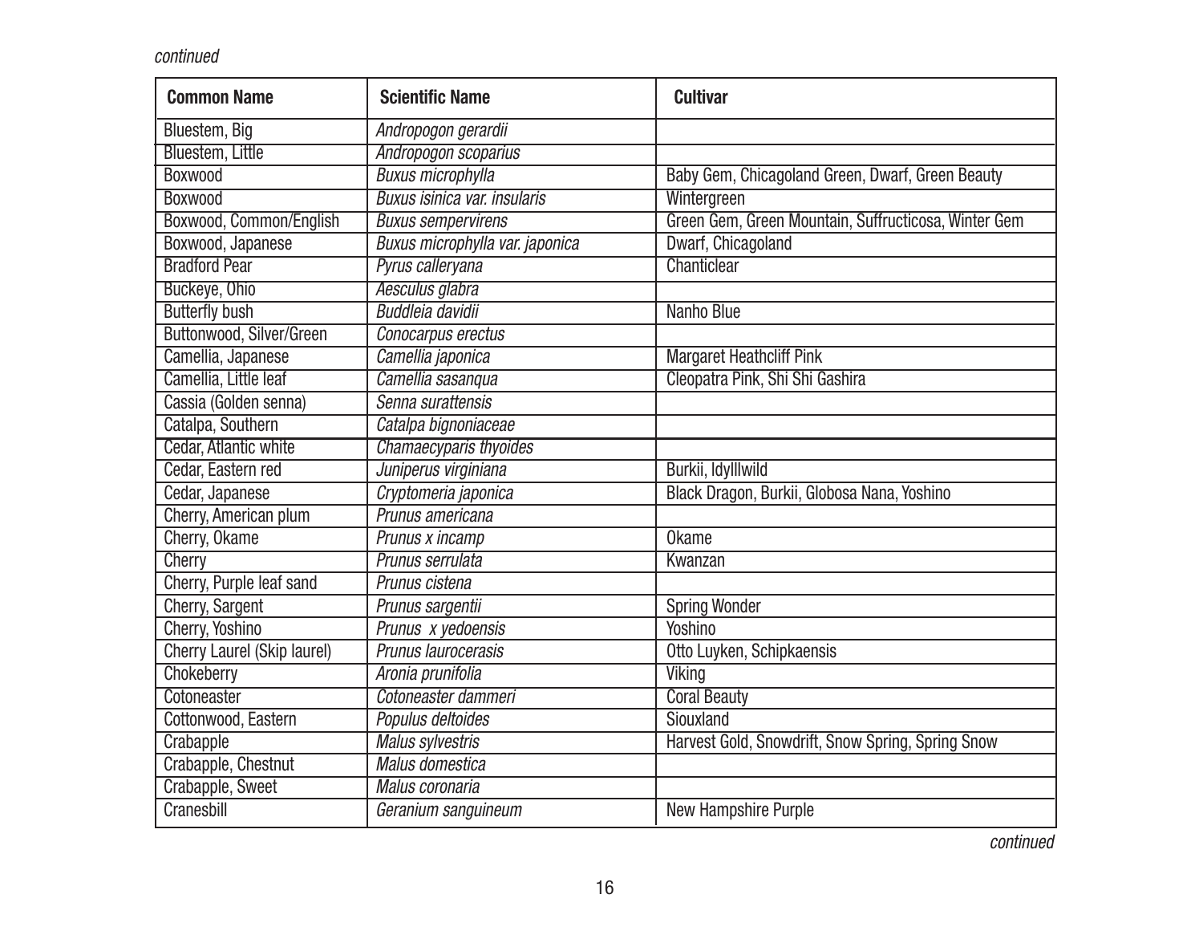*continued*

| Common Name | Scientific Name | Cultivar |
|---|---|---|
| Bluestem, Big | *Andropogon gerardii* | |
| Bluestem, Little | *Andropogon scoparius* | |
| Boxwood | *Buxus microphylla* | Baby Gem, Chicagoland Green, Dwarf, Green Beauty |
| Boxwood | *Buxus isinica var. insularis* | Wintergreen |
| Boxwood, Common/English | *Buxus sempervirens* | Green Gem, Green Mountain, Suffructicosa, Winter Gem |
| Boxwood, Japanese | *Buxus microphylla var. japonica* | Dwarf, Chicagoland |
| Bradford Pear | *Pyrus calleryana* | Chanticlear |
| Buckeye, Ohio | *Aesculus glabra* | |
| Butterfly bush | *Buddleia davidii* | Nanho Blue |
| Buttonwood, Silver/Green | *Conocarpus erectus* | |
| Camellia, Japanese | *Camellia japonica* | Margaret Heathcliff Pink |
| Camellia, Little leaf | *Camellia sasanqua* | Cleopatra Pink, Shi Shi Gashira |
| Cassia (Golden senna) | *Senna surattensis* | |
| Catalpa, Southern | *Catalpa bignoniaceae* | |
| Cedar, Atlantic white | *Chamaecyparis thyoides* | |
| Cedar, Eastern red | *Juniperus virginiana* | Burkii, Idylllwild |
| Cedar, Japanese | *Cryptomeria japonica* | Black Dragon, Burkii, Globosa Nana, Yoshino |
| Cherry, American plum | *Prunus americana* | |
| Cherry, Okame | *Prunus x incamp* | Okame |
| Cherry | *Prunus serrulata* | Kwanzan |
| Cherry, Purple leaf sand | *Prunus cistena* | |
| Cherry, Sargent | *Prunus sargentii* | Spring Wonder |
| Cherry, Yoshino | *Prunus x yedoensis* | Yoshino |
| Cherry Laurel (Skip laurel) | *Prunus laurocerasis* | Otto Luyken, Schipkaensis |
| Chokeberry | *Aronia prunifolia* | Viking |
| Cotoneaster | *Cotoneaster dammeri* | Coral Beauty |
| Cottonwood, Eastern | *Populus deltoides* | Siouxland |
| Crabapple | *Malus sylvestris* | Harvest Gold, Snowdrift, Snow Spring, Spring Snow |
| Crabapple, Chestnut | *Malus domestica* | |
| Crabapple, Sweet | *Malus coronaria* | |
| Cranesbill | *Geranium sanguineum* | New Hampshire Purple |

*continued*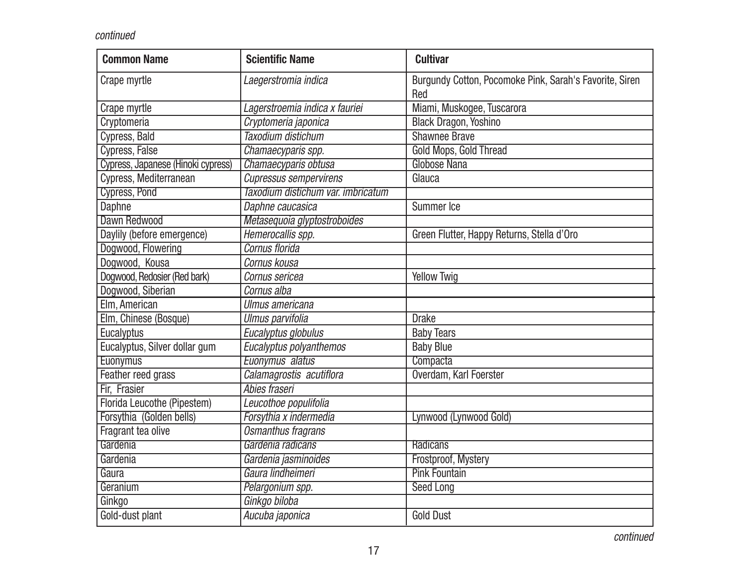*continued*

| Common Name | Scientific Name | Cultivar |
|---|---|---|
| Crape myrtle | *Laegerstromia indica* | Burgundy Cotton, Pocomoke Pink, Sarah's Favorite, Siren Red |
| Crape myrtle | *Lagerstroemia indica x fauriei* | Miami, Muskogee, Tuscarora |
| Cryptomeria | *Cryptomeria japonica* | Black Dragon, Yoshino |
| Cypress, Bald | *Taxodium distichum* | Shawnee Brave |
| Cypress, False | *Chamaecyparis spp.* | Gold Mops, Gold Thread |
| Cypress, Japanese (Hinoki cypress) | *Chamaecyparis obtusa* | Globose Nana |
| Cypress, Mediterranean | *Cupressus sempervirens* | Glauca |
| Cypress, Pond | *Taxodium distichum var. imbricatum* | |
| Daphne | *Daphne caucasica* | Summer Ice |
| Dawn Redwood | *Metasequoia glyptostroboides* | |
| Daylily (before emergence) | *Hemerocallis spp.* | Green Flutter, Happy Returns, Stella d'Oro |
| Dogwood, Flowering | *Cornus florida* | |
| Dogwood, Kousa | *Cornus kousa* | |
| Dogwood, Redosier (Red bark) | *Cornus sericea* | Yellow Twig |
| Dogwood, Siberian | *Cornus alba* | |
| Elm, American | *Ulmus americana* | |
| Elm, Chinese (Bosque) | *Ulmus parvifolia* | Drake |
| Eucalyptus | *Eucalyptus globulus* | Baby Tears |
| Eucalyptus, Silver dollar gum | *Eucalyptus polyanthemos* | Baby Blue |
| Euonymus | *Euonymus alatus* | Compacta |
| Feather reed grass | *Calamagrostis acutiflora* | Overdam, Karl Foerster |
| Fir, Frasier | *Abies fraseri* | |
| Florida Leucothe (Pipestem) | *Leucothoe populifolia* | |
| Forsythia (Golden bells) | *Forsythia x indermedia* | Lynwood (Lynwood Gold) |
| Fragrant tea olive | *Osmanthus fragrans* | |
| Gardenia | *Gardenia radicans* | Radicans |
| Gardenia | *Gardenia jasminoides* | Frostproof, Mystery |
| Gaura | *Gaura lindheimeri* | Pink Fountain |
| Geranium | *Pelargonium spp.* | Seed Long |
| Ginkgo | *Ginkgo biloba* | |
| Gold-dust plant | *Aucuba japonica* | Gold Dust |

*continued*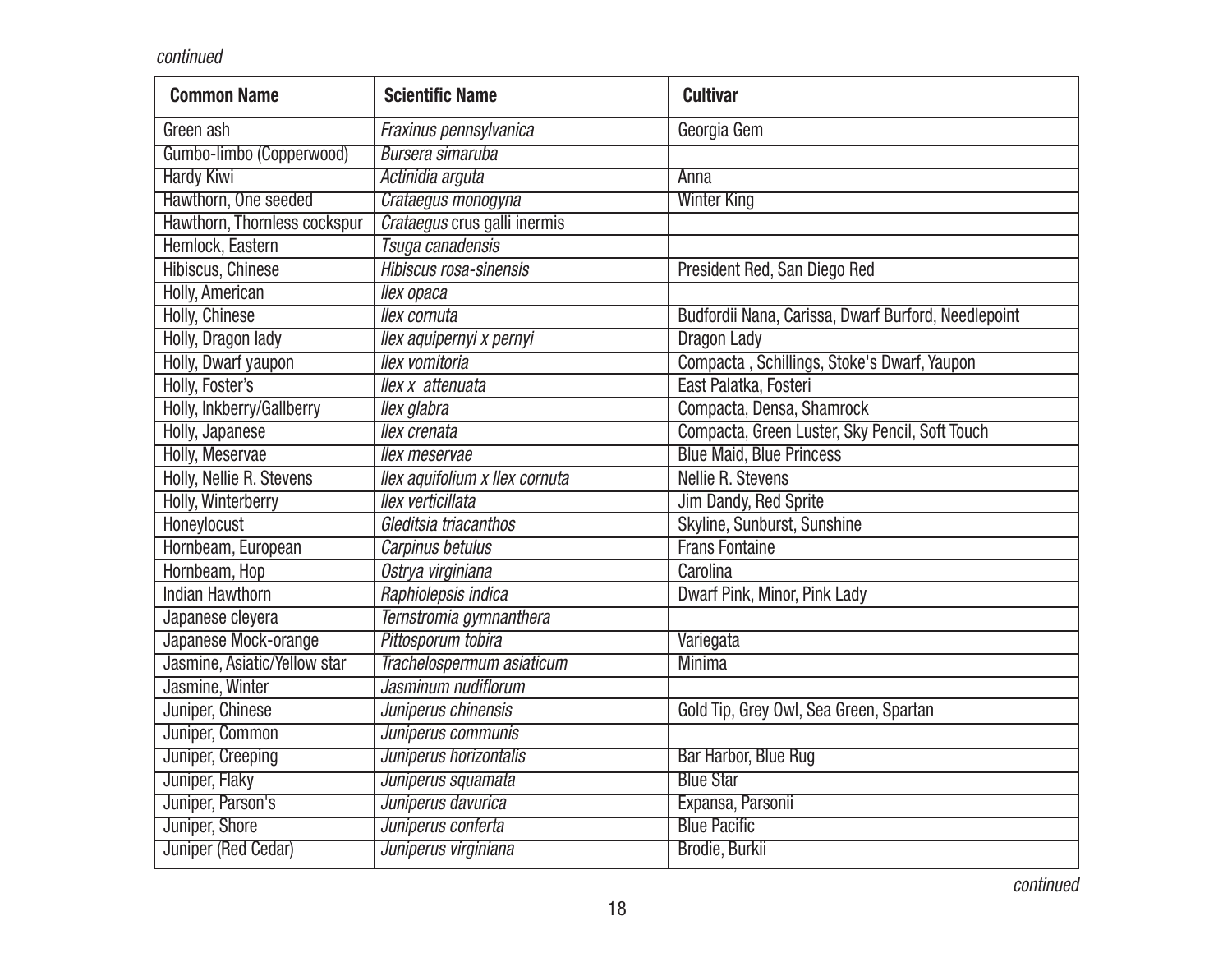*continued*

| Common Name | Scientific Name | Cultivar |
|---|---|---|
| Green ash | *Fraxinus pennsylvanica* | Georgia Gem |
| Gumbo-limbo (Copperwood) | *Bursera simaruba* | |
| Hardy Kiwi | *Actinidia arguta* | Anna |
| Hawthorn, One seeded | *Crataegus monogyna* | Winter King |
| Hawthorn, Thornless cockspur | *Crataegus* crus galli inermis | |
| Hemlock, Eastern | *Tsuga canadensis* | |
| Hibiscus, Chinese | *Hibiscus rosa-sinensis* | President Red, San Diego Red |
| Holly, American | *Ilex opaca* | |
| Holly, Chinese | *Ilex cornuta* | Budfordii Nana, Carissa, Dwarf Burford, Needlepoint |
| Holly, Dragon lady | *Ilex aquipernyi x pernyi* | Dragon Lady |
| Holly, Dwarf yaupon | *Ilex vomitoria* | Compacta , Schillings, Stoke's Dwarf, Yaupon |
| Holly, Foster's | *Ilex x attenuata* | East Palatka, Fosteri |
| Holly, Inkberry/Gallberry | *Ilex glabra* | Compacta, Densa, Shamrock |
| Holly, Japanese | *Ilex crenata* | Compacta, Green Luster, Sky Pencil, Soft Touch |
| Holly, Meservae | *Ilex meservae* | Blue Maid, Blue Princess |
| Holly, Nellie R. Stevens | *Ilex aquifolium x Ilex cornuta* | Nellie R. Stevens |
| Holly, Winterberry | *Ilex verticillata* | Jim Dandy, Red Sprite |
| Honeylocust | *Gleditsia triacanthos* | Skyline, Sunburst, Sunshine |
| Hornbeam, European | *Carpinus betulus* | Frans Fontaine |
| Hornbeam, Hop | *Ostrya virginiana* | Carolina |
| Indian Hawthorn | *Raphiolepsis indica* | Dwarf Pink, Minor, Pink Lady |
| Japanese cleyera | *Ternstromia gymnanthera* | |
| Japanese Mock-orange | *Pittosporum tobira* | Variegata |
| Jasmine, Asiatic/Yellow star | *Trachelospermum asiaticum* | Minima |
| Jasmine, Winter | *Jasminum nudiflorum* | |
| Juniper, Chinese | *Juniperus chinensis* | Gold Tip, Grey Owl, Sea Green, Spartan |
| Juniper, Common | *Juniperus communis* | |
| Juniper, Creeping | *Juniperus horizontalis* | Bar Harbor, Blue Rug |
| Juniper, Flaky | *Juniperus squamata* | Blue Star |
| Juniper, Parson's | *Juniperus davurica* | Expansa, Parsonii |
| Juniper, Shore | *Juniperus conferta* | Blue Pacific |
| Juniper (Red Cedar) | *Juniperus virginiana* | Brodie, Burkii |

*continued*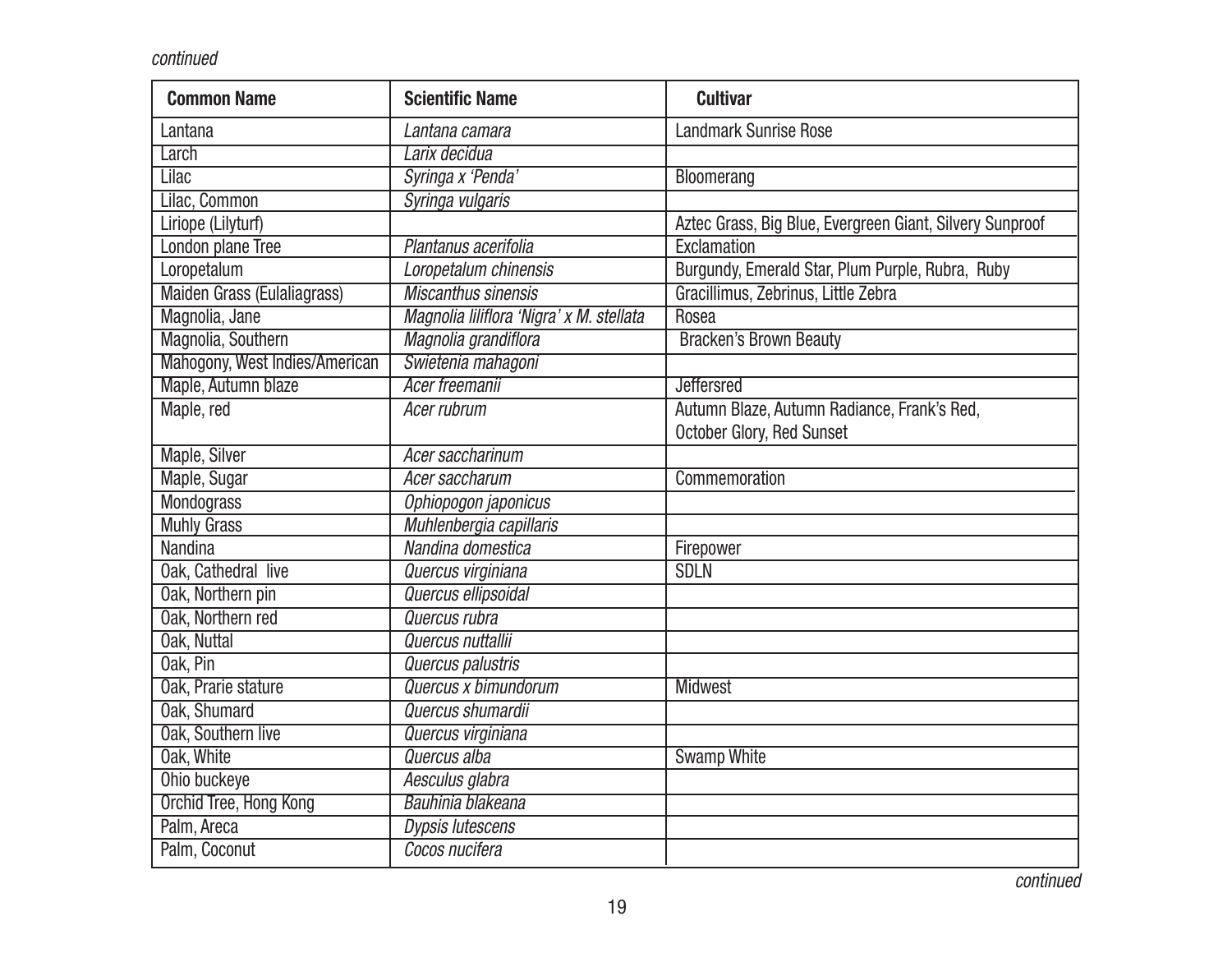*continued*

| Common Name | Scientific Name | Cultivar |
| --- | --- | --- |
| Lantana | *Lantana camara* | Landmark Sunrise Rose |
| Larch | *Larix decidua* | |
| Lilac | *Syringa x 'Penda'* | Bloomerang |
| Lilac, Common | *Syringa vulgaris* | |
| Liriope (Lilyturf) | | Aztec Grass, Big Blue, Evergreen Giant, Silvery Sunproof |
| London plane Tree | *Plantanus acerifolia* | Exclamation |
| Loropetalum | *Loropetalum chinensis* | Burgundy, Emerald Star, Plum Purple, Rubra, Ruby |
| Maiden Grass (Eulaliagrass) | *Miscanthus sinensis* | Gracillimus, Zebrinus, Little Zebra |
| Magnolia, Jane | *Magnolia liliflora 'Nigra' x M. stellata* | Rosea |
| Magnolia, Southern | *Magnolia grandiflora* | Bracken's Brown Beauty |
| Mahogony, West Indies/American | *Swietenia mahagoni* | |
| Maple, Autumn blaze | *Acer freemanii* | Jeffersred |
| Maple, red | *Acer rubrum* | Autumn Blaze, Autumn Radiance, Frank's Red, October Glory, Red Sunset |
| Maple, Silver | *Acer saccharinum* | |
| Maple, Sugar | *Acer saccharum* | Commemoration |
| Mondograss | *Ophiopogon japonicus* | |
| Muhly Grass | *Muhlenbergia capillaris* | |
| Nandina | *Nandina domestica* | Firepower |
| Oak, Cathedral live | *Quercus virginiana* | SDLN |
| Oak, Northern pin | *Quercus ellipsoidal* | |
| Oak, Northern red | *Quercus rubra* | |
| Oak, Nuttal | *Quercus nuttallii* | |
| Oak, Pin | *Quercus palustris* | |
| Oak, Prarie stature | *Quercus x bimundorum* | Midwest |
| Oak, Shumard | *Quercus shumardii* | |
| Oak, Southern live | *Quercus virginiana* | |
| Oak, White | *Quercus alba* | Swamp White |
| Ohio buckeye | *Aesculus glabra* | |
| Orchid Tree, Hong Kong | *Bauhinia blakeana* | |
| Palm, Areca | *Dypsis lutescens* | |
| Palm, Coconut | *Cocos nucifera* | |

*continued*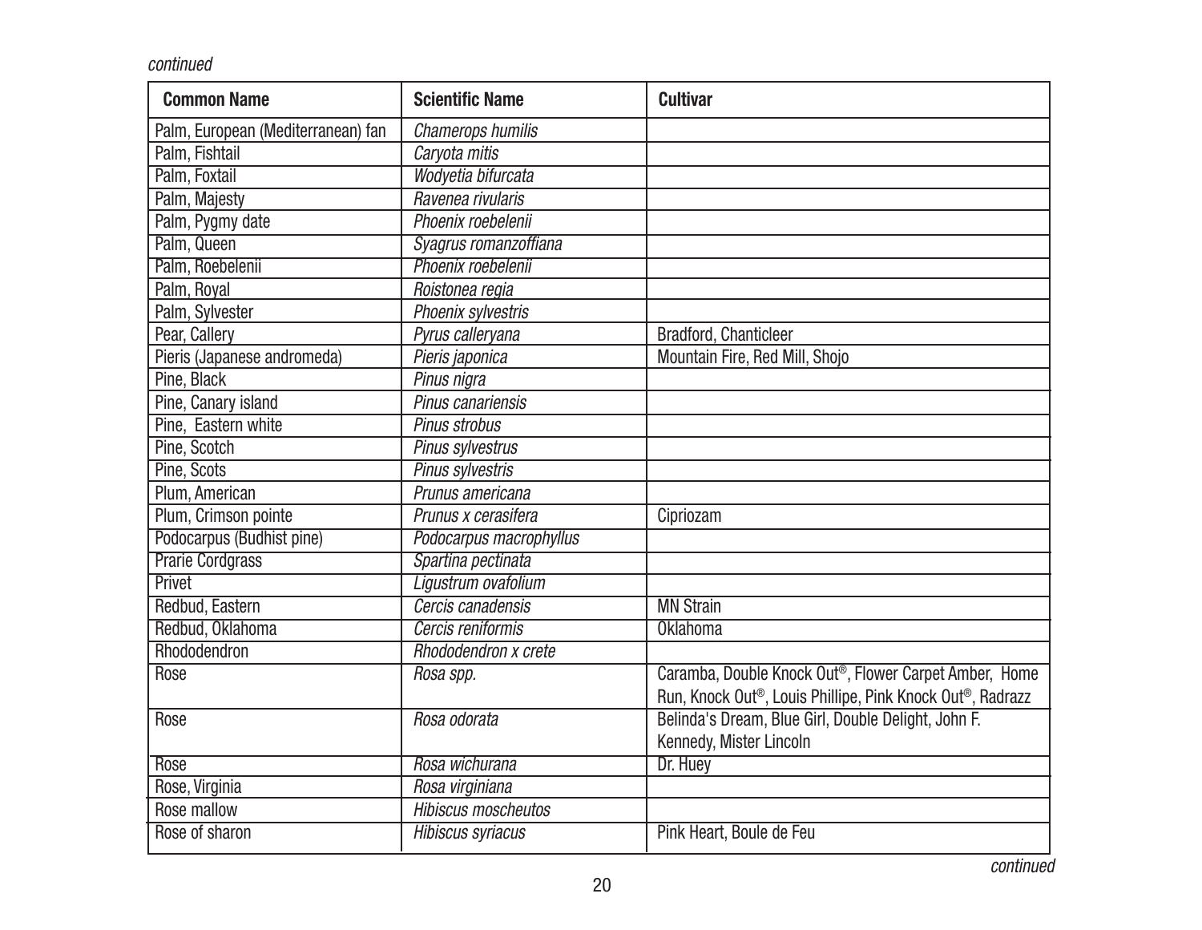*continued*

| Common Name | Scientific Name | Cultivar |
|---|---|---|
| Palm, European (Mediterranean) fan | *Chamerops humilis* | |
| Palm, Fishtail | *Caryota mitis* | |
| Palm, Foxtail | *Wodyetia bifurcata* | |
| Palm, Majesty | *Ravenea rivularis* | |
| Palm, Pygmy date | *Phoenix roebelenii* | |
| Palm, Queen | *Syagrus romanzoffiana* | |
| Palm, Roebelenii | *Phoenix roebelenii* | |
| Palm, Royal | *Roistonea regia* | |
| Palm, Sylvester | *Phoenix sylvestris* | |
| Pear, Callery | *Pyrus calleryana* | Bradford, Chanticleer |
| Pieris (Japanese andromeda) | *Pieris japonica* | Mountain Fire, Red Mill, Shojo |
| Pine, Black | *Pinus nigra* | |
| Pine, Canary island | *Pinus canariensis* | |
| Pine, Eastern white | *Pinus strobus* | |
| Pine, Scotch | *Pinus sylvestrus* | |
| Pine, Scots | *Pinus sylvestris* | |
| Plum, American | *Prunus americana* | |
| Plum, Crimson pointe | *Prunus x cerasifera* | Cipriozam |
| Podocarpus (Budhist pine) | *Podocarpus macrophyllus* | |
| Prarie Cordgrass | *Spartina pectinata* | |
| Privet | *Ligustrum ovafolium* | |
| Redbud, Eastern | *Cercis canadensis* | MN Strain |
| Redbud, Oklahoma | *Cercis reniformis* | Oklahoma |
| Rhododendron | *Rhododendron x crete* | |
| Rose | *Rosa spp.* | Caramba, Double Knock Out®, Flower Carpet Amber, Home Run, Knock Out®, Louis Phillipe, Pink Knock Out®, Radrazz |
| Rose | *Rosa odorata* | Belinda's Dream, Blue Girl, Double Delight, John F. Kennedy, Mister Lincoln |
| Rose | *Rosa wichurana* | Dr. Huey |
| Rose, Virginia | *Rosa virginiana* | |
| Rose mallow | *Hibiscus moscheutos* | |
| Rose of sharon | *Hibiscus syriacus* | Pink Heart, Boule de Feu |

*continued*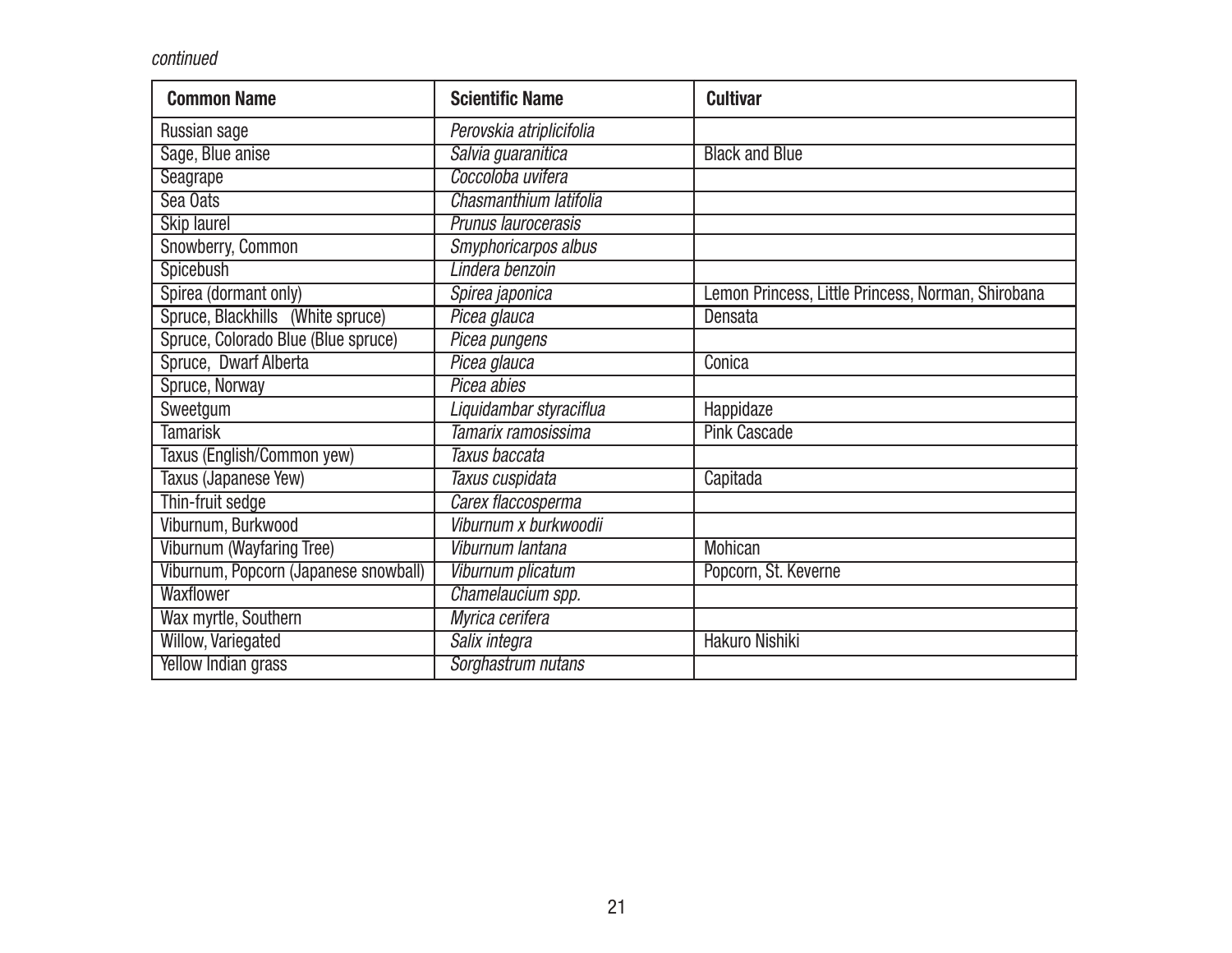*continued*

| Common Name | Scientific Name | Cultivar |
|---|---|---|
| Russian sage | *Perovskia atriplicifolia* | |
| Sage, Blue anise | *Salvia guaranitica* | Black and Blue |
| Seagrape | *Coccoloba uvifera* | |
| Sea Oats | *Chasmanthium latifolia* | |
| Skip laurel | *Prunus laurocerasis* | |
| Snowberry, Common | *Smyphoricarpos albus* | |
| Spicebush | *Lindera benzoin* | |
| Spirea (dormant only) | *Spirea japonica* | Lemon Princess, Little Princess, Norman, Shirobana |
| Spruce, Blackhills (White spruce) | *Picea glauca* | Densata |
| Spruce, Colorado Blue (Blue spruce) | *Picea pungens* | |
| Spruce, Dwarf Alberta | *Picea glauca* | Conica |
| Spruce, Norway | *Picea abies* | |
| Sweetgum | *Liquidambar styraciflua* | Happidaze |
| Tamarisk | *Tamarix ramosissima* | Pink Cascade |
| Taxus (English/Common yew) | *Taxus baccata* | |
| Taxus (Japanese Yew) | *Taxus cuspidata* | Capitada |
| Thin-fruit sedge | *Carex flaccosperma* | |
| Viburnum, Burkwood | *Viburnum x burkwoodii* | |
| Viburnum (Wayfaring Tree) | *Viburnum lantana* | Mohican |
| Viburnum, Popcorn (Japanese snowball) | *Viburnum plicatum* | Popcorn, St. Keverne |
| Waxflower | *Chamelaucium spp.* | |
| Wax myrtle, Southern | *Myrica cerifera* | |
| Willow, Variegated | *Salix integra* | Hakuro Nishiki |
| Yellow Indian grass | *Sorghastrum nutans* | |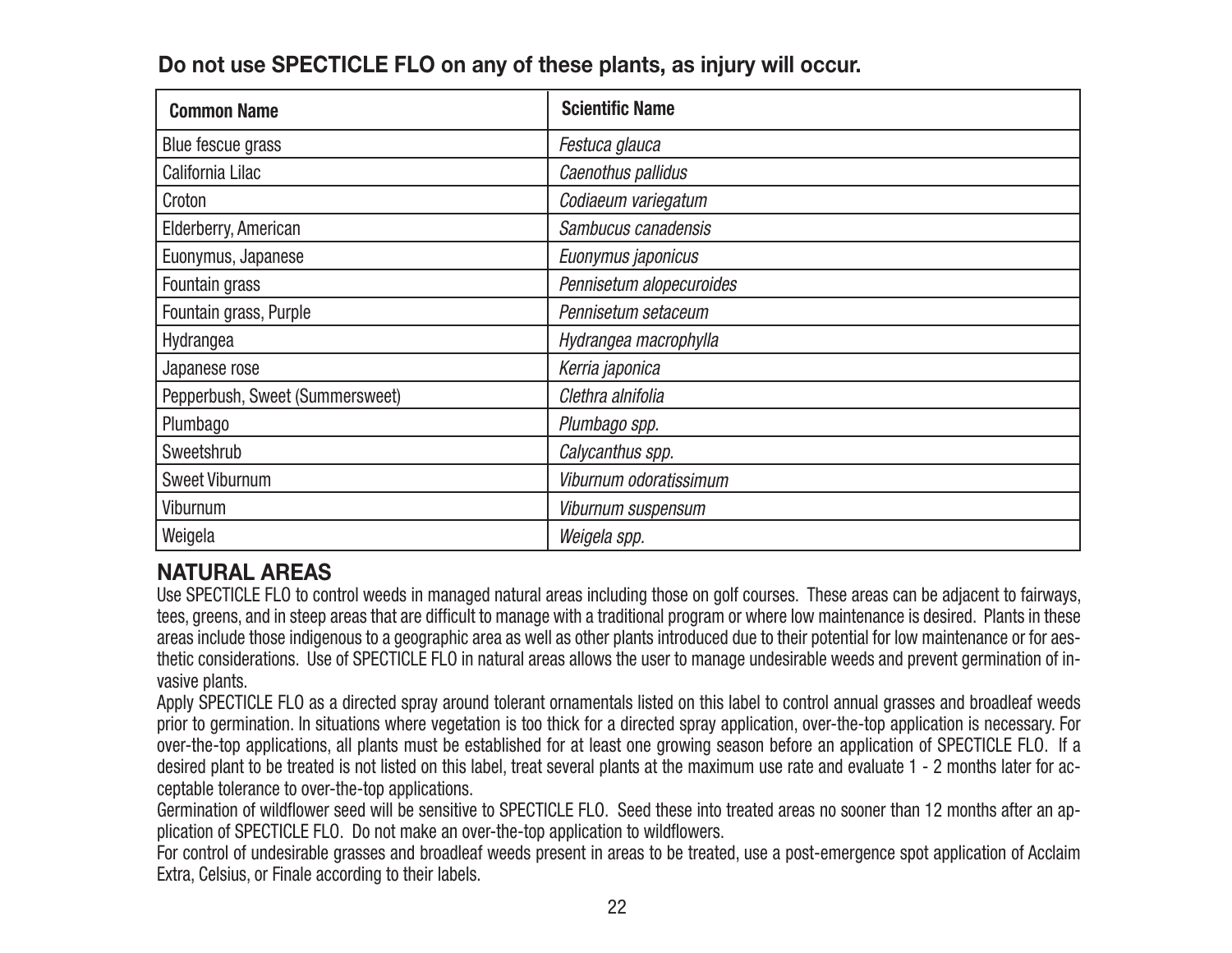**Do not use SPECTICLE FLO on any of these plants, as injury will occur.**

| Common Name | Scientific Name |
|---|---|
| Blue fescue grass | *Festuca glauca* |
| California Lilac | *Caenothus pallidus* |
| Croton | *Codiaeum variegatum* |
| Elderberry, American | *Sambucus canadensis* |
| Euonymus, Japanese | *Euonymus japonicus* |
| Fountain grass | *Pennisetum alopecuroides* |
| Fountain grass, Purple | *Pennisetum setaceum* |
| Hydrangea | *Hydrangea macrophylla* |
| Japanese rose | *Kerria japonica* |
| Pepperbush, Sweet (Summersweet) | *Clethra alnifolia* |
| Plumbago | *Plumbago spp.* |
| Sweetshrub | *Calycanthus spp.* |
| Sweet Viburnum | *Viburnum odoratissimum* |
| Viburnum | *Viburnum suspensum* |
| Weigela | *Weigela spp.* |

## NATURAL AREAS

Use SPECTICLE FLO to control weeds in managed natural areas including those on golf courses. These areas can be adjacent to fairways, tees, greens, and in steep areas that are difficult to manage with a traditional program or where low maintenance is desired. Plants in these areas include those indigenous to a geographic area as well as other plants introduced due to their potential for low maintenance or for aesthetic considerations. Use of SPECTICLE FLO in natural areas allows the user to manage undesirable weeds and prevent germination of invasive plants.

Apply SPECTICLE FLO as a directed spray around tolerant ornamentals listed on this label to control annual grasses and broadleaf weeds prior to germination. In situations where vegetation is too thick for a directed spray application, over-the-top application is necessary. For over-the-top applications, all plants must be established for at least one growing season before an application of SPECTICLE FLO. If a desired plant to be treated is not listed on this label, treat several plants at the maximum use rate and evaluate 1 - 2 months later for acceptable tolerance to over-the-top applications.

Germination of wildflower seed will be sensitive to SPECTICLE FLO. Seed these into treated areas no sooner than 12 months after an application of SPECTICLE FLO. Do not make an over-the-top application to wildflowers.

For control of undesirable grasses and broadleaf weeds present in areas to be treated, use a post-emergence spot application of Acclaim Extra, Celsius, or Finale according to their labels.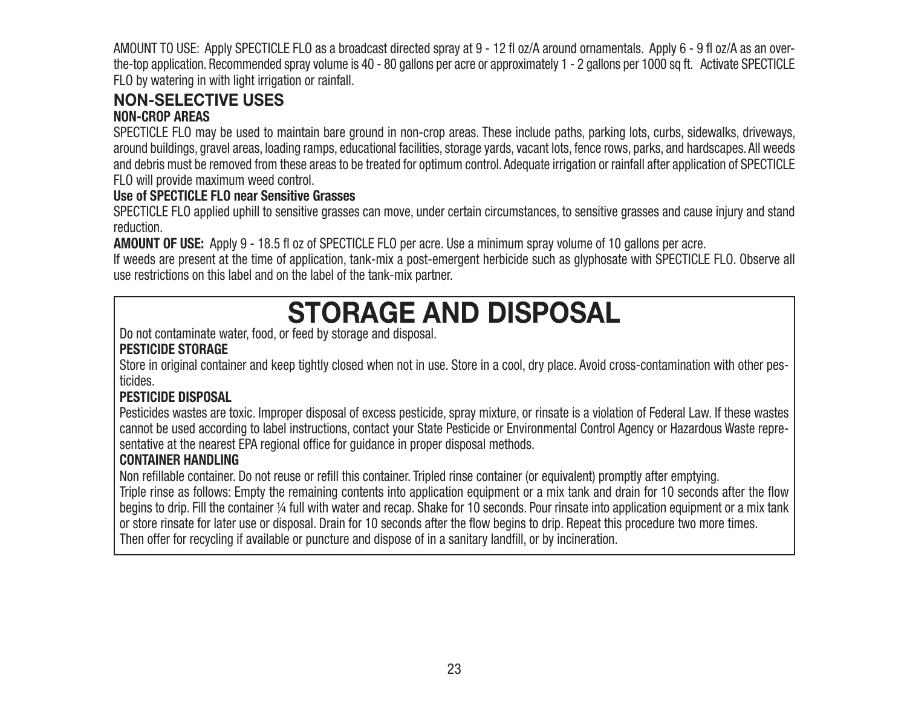AMOUNT TO USE: Apply SPECTICLE FLO as a broadcast directed spray at 9 - 12 fl oz/A around ornamentals. Apply 6 - 9 fl oz/A as an over-the-top application. Recommended spray volume is 40 - 80 gallons per acre or approximately 1 - 2 gallons per 1000 sq ft. Activate SPECTICLE FLO by watering in with light irrigation or rainfall.

## NON-SELECTIVE USES

### NON-CROP AREAS

SPECTICLE FLO may be used to maintain bare ground in non-crop areas. These include paths, parking lots, curbs, sidewalks, driveways, around buildings, gravel areas, loading ramps, educational facilities, storage yards, vacant lots, fence rows, parks, and hardscapes. All weeds and debris must be removed from these areas to be treated for optimum control. Adequate irrigation or rainfall after application of SPECTICLE FLO will provide maximum weed control.

**Use of SPECTICLE FLO near Sensitive Grasses**

SPECTICLE FLO applied uphill to sensitive grasses can move, under certain circumstances, to sensitive grasses and cause injury and stand reduction.

**AMOUNT OF USE:** Apply 9 - 18.5 fl oz of SPECTICLE FLO per acre. Use a minimum spray volume of 10 gallons per acre.

If weeds are present at the time of application, tank-mix a post-emergent herbicide such as glyphosate with SPECTICLE FLO. Observe all use restrictions on this label and on the label of the tank-mix partner.

# STORAGE AND DISPOSAL

Do not contaminate water, food, or feed by storage and disposal.

**PESTICIDE STORAGE**

Store in original container and keep tightly closed when not in use. Store in a cool, dry place. Avoid cross-contamination with other pesticides.

**PESTICIDE DISPOSAL**

Pesticides wastes are toxic. Improper disposal of excess pesticide, spray mixture, or rinsate is a violation of Federal Law. If these wastes cannot be used according to label instructions, contact your State Pesticide or Environmental Control Agency or Hazardous Waste representative at the nearest EPA regional office for guidance in proper disposal methods.

**CONTAINER HANDLING**

Non refillable container. Do not reuse or refill this container. Tripled rinse container (or equivalent) promptly after emptying.

Triple rinse as follows: Empty the remaining contents into application equipment or a mix tank and drain for 10 seconds after the flow begins to drip. Fill the container ¼ full with water and recap. Shake for 10 seconds. Pour rinsate into application equipment or a mix tank or store rinsate for later use or disposal. Drain for 10 seconds after the flow begins to drip. Repeat this procedure two more times.

Then offer for recycling if available or puncture and dispose of in a sanitary landfill, or by incineration.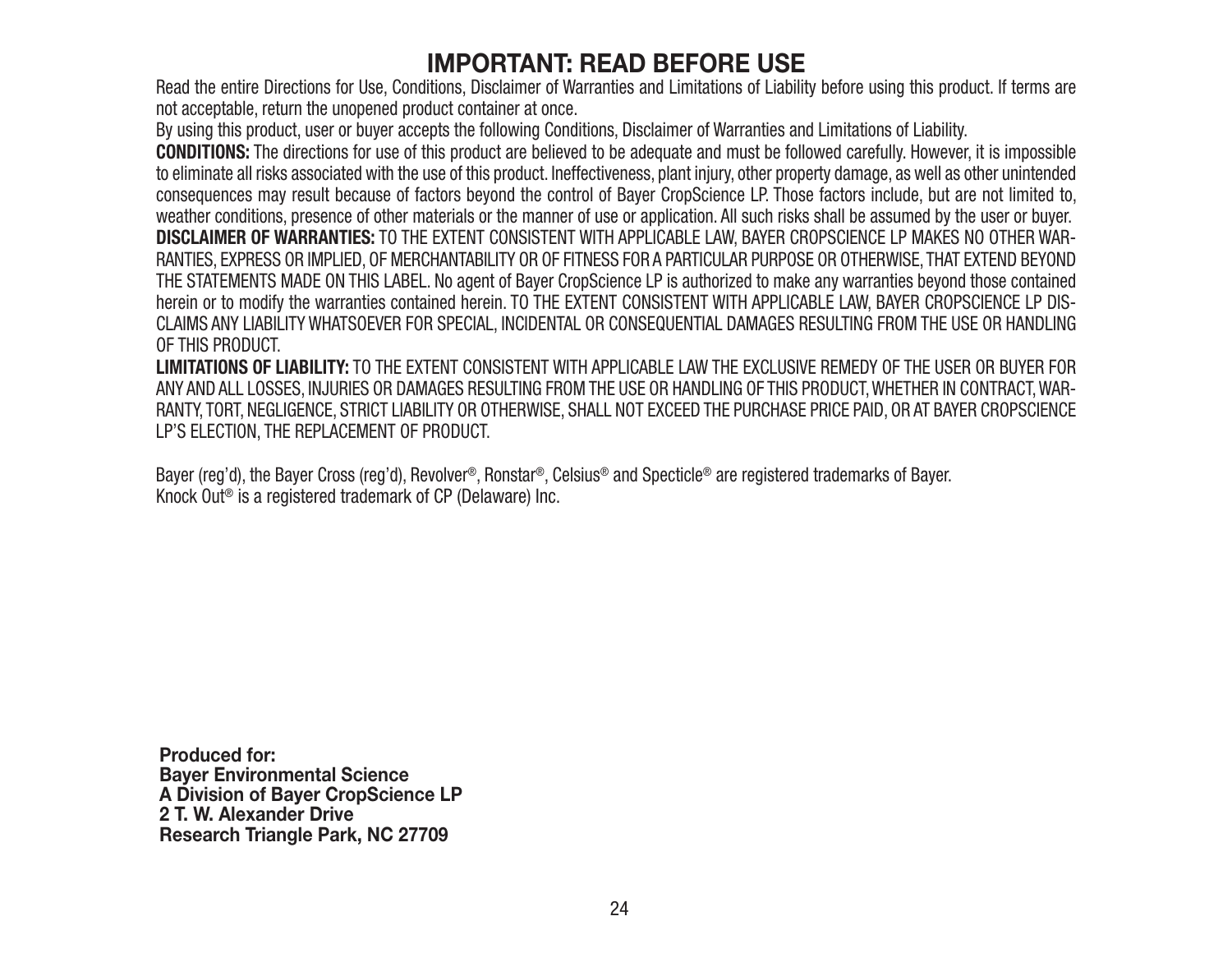# IMPORTANT: READ BEFORE USE

Read the entire Directions for Use, Conditions, Disclaimer of Warranties and Limitations of Liability before using this product. If terms are not acceptable, return the unopened product container at once.

By using this product, user or buyer accepts the following Conditions, Disclaimer of Warranties and Limitations of Liability.

**CONDITIONS:** The directions for use of this product are believed to be adequate and must be followed carefully. However, it is impossible to eliminate all risks associated with the use of this product. Ineffectiveness, plant injury, other property damage, as well as other unintended consequences may result because of factors beyond the control of Bayer CropScience LP. Those factors include, but are not limited to, weather conditions, presence of other materials or the manner of use or application. All such risks shall be assumed by the user or buyer.

**DISCLAIMER OF WARRANTIES:** TO THE EXTENT CONSISTENT WITH APPLICABLE LAW, BAYER CROPSCIENCE LP MAKES NO OTHER WARRANTIES, EXPRESS OR IMPLIED, OF MERCHANTABILITY OR OF FITNESS FOR A PARTICULAR PURPOSE OR OTHERWISE, THAT EXTEND BEYOND THE STATEMENTS MADE ON THIS LABEL. No agent of Bayer CropScience LP is authorized to make any warranties beyond those contained herein or to modify the warranties contained herein. TO THE EXTENT CONSISTENT WITH APPLICABLE LAW, BAYER CROPSCIENCE LP DISCLAIMS ANY LIABILITY WHATSOEVER FOR SPECIAL, INCIDENTAL OR CONSEQUENTIAL DAMAGES RESULTING FROM THE USE OR HANDLING OF THIS PRODUCT.

**LIMITATIONS OF LIABILITY:** TO THE EXTENT CONSISTENT WITH APPLICABLE LAW THE EXCLUSIVE REMEDY OF THE USER OR BUYER FOR ANY AND ALL LOSSES, INJURIES OR DAMAGES RESULTING FROM THE USE OR HANDLING OF THIS PRODUCT, WHETHER IN CONTRACT, WARRANTY, TORT, NEGLIGENCE, STRICT LIABILITY OR OTHERWISE, SHALL NOT EXCEED THE PURCHASE PRICE PAID, OR AT BAYER CROPSCIENCE LP'S ELECTION, THE REPLACEMENT OF PRODUCT.

Bayer (reg'd), the Bayer Cross (reg'd), Revolver®, Ronstar®, Celsius® and Specticle® are registered trademarks of Bayer.
Knock Out® is a registered trademark of CP (Delaware) Inc.

**Produced for:**
**Bayer Environmental Science**
**A Division of Bayer CropScience LP**
**2 T. W. Alexander Drive**
**Research Triangle Park, NC 27709**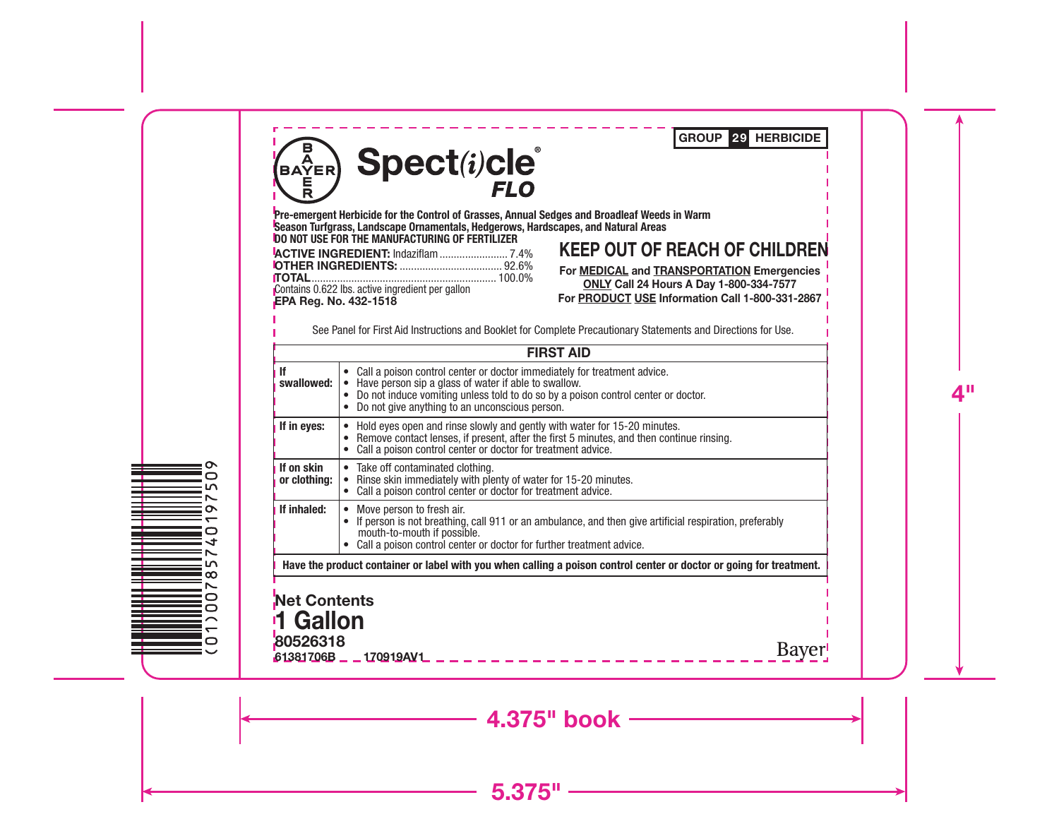GROUP 29 HERBICIDE

BAYER

# Spect(i)cle® FLO

**Pre-emergent Herbicide for the Control of Grasses, Annual Sedges and Broadleaf Weeds in Warm Season Turfgrass, Landscape Ornamentals, Hedgerows, Hardscapes, and Natural Areas**

**DO NOT USE FOR THE MANUFACTURING OF FERTILIZER**

| | |
|---|---|
| **ACTIVE INGREDIENT:** Indaziflam | 7.4% |
| **OTHER INGREDIENTS:** | 92.6% |
| **TOTAL** | 100.0% |

Contains 0.622 lbs. active ingredient per gallon

**EPA Reg. No. 432-1518**

## KEEP OUT OF REACH OF CHILDREN

**For MEDICAL and TRANSPORTATION Emergencies ONLY Call 24 Hours A Day 1-800-334-7577**

**For PRODUCT USE Information Call 1-800-331-2867**

See Panel for First Aid Instructions and Booklet for Complete Precautionary Statements and Directions for Use.

| FIRST AID | |
|---|---|
| **If swallowed:** | • Call a poison control center or doctor immediately for treatment advice.<br>• Have person sip a glass of water if able to swallow.<br>• Do not induce vomiting unless told to do so by a poison control center or doctor.<br>• Do not give anything to an unconscious person. |
| **If in eyes:** | • Hold eyes open and rinse slowly and gently with water for 15-20 minutes.<br>• Remove contact lenses, if present, after the first 5 minutes, and then continue rinsing.<br>• Call a poison control center or doctor for treatment advice. |
| **If on skin or clothing:** | • Take off contaminated clothing.<br>• Rinse skin immediately with plenty of water for 15-20 minutes.<br>• Call a poison control center or doctor for treatment advice. |
| **If inhaled:** | • Move person to fresh air.<br>• If person is not breathing, call 911 or an ambulance, and then give artificial respiration, preferably mouth-to-mouth if possible.<br>• Call a poison control center or doctor for further treatment advice. |
| **Have the product container or label with you when calling a poison control center or doctor or going for treatment.** | |

**Net Contents**

**1 Gallon**

**80526318**

61381706B 170919AV1

Bayer

(01)00785740197509

4"

4.375" book

5.375"